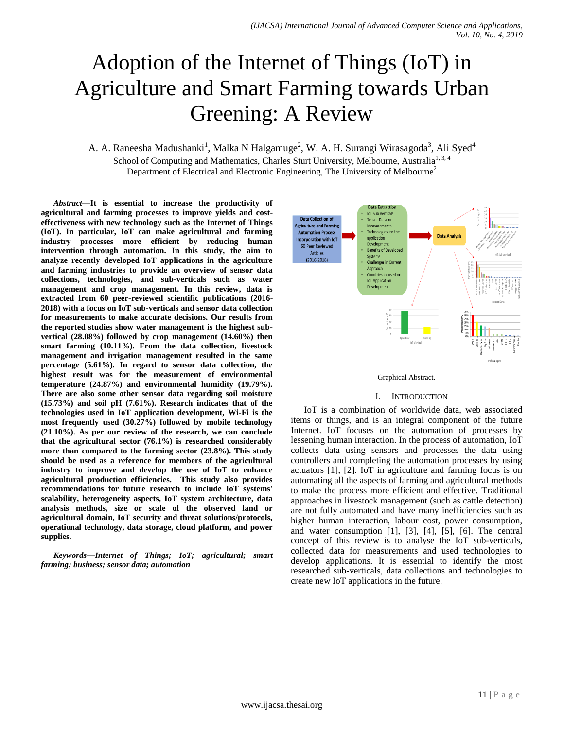// Adoption of the Internet of Things (IoT) in Agriculture and Smart Farming towards Urban Greening: A Review

A. A. Raneesha Madushanki[1], Malka N Halgamuge[2], W. A. H. Surangi Wirasagoda[3], Ali Syed[4]

School of Computing and Mathematics, Charles Sturt University, Melbourne, Australia[1, 3, 4]

Department of Electrical and Electronic Engineering, The University of Melbourne[2]

***Abstract*—It is essential to increase the productivity of agricultural and farming processes to improve yields and cost-effectiveness with new technology such as the Internet of Things (IoT). In particular, IoT can make agricultural and farming industry processes more efficient by reducing human intervention through automation. In this study, the aim to analyze recently developed IoT applications in the agriculture and farming industries to provide an overview of sensor data collections, technologies, and sub-verticals such as water management and crop management. In this review, data is extracted from 60 peer-reviewed scientific publications (2016-2018) with a focus on IoT sub-verticals and sensor data collection for measurements to make accurate decisions. Our results from the reported studies show water management is the highest sub-vertical (28.08%) followed by crop management (14.60%) then smart farming (10.11%). From the data collection, livestock management and irrigation management resulted in the same percentage (5.61%). In regard to sensor data collection, the highest result was for the measurement of environmental temperature (24.87%) and environmental humidity (19.79%). There are also some other sensor data regarding soil moisture (15.73%) and soil pH (7.61%). Research indicates that of the technologies used in IoT application development, Wi-Fi is the most frequently used (30.27%) followed by mobile technology (21.10%). As per our review of the research, we can conclude that the agricultural sector (76.1%) is researched considerably more than compared to the farming sector (23.8%). This study should be used as a reference for members of the agricultural industry to improve and develop the use of IoT to enhance agricultural production efficiencies. This study also provides recommendations for future research to include IoT systems' scalability, heterogeneity aspects, IoT system architecture, data analysis methods, size or scale of the observed land or agricultural domain, IoT security and threat solutions/protocols, operational technology, data storage, cloud platform, and power supplies.**

***Keywords*—*Internet of Things; IoT; agricultural; smart farming; business; sensor data; automation***

Graphical Abstract.

## I. Introduction

IoT is a combination of worldwide data, web associated items or things, and is an integral component of the future Internet. IoT focuses on the automation of processes by lessening human interaction. In the process of automation, IoT collects data using sensors and processes the data using controllers and completing the automation processes by using actuators [1], [2]. IoT in agriculture and farming focus is on automating all the aspects of farming and agricultural methods to make the process more efficient and effective. Traditional approaches in livestock management (such as cattle detection) are not fully automated and have many inefficiencies such as higher human interaction, labour cost, power consumption, and water consumption [1], [3], [4], [5], [6]. The central concept of this review is to analyse the IoT sub-verticals, collected data for measurements and used technologies to develop applications. It is essential to identify the most researched sub-verticals, data collections and technologies to create new IoT applications in the future.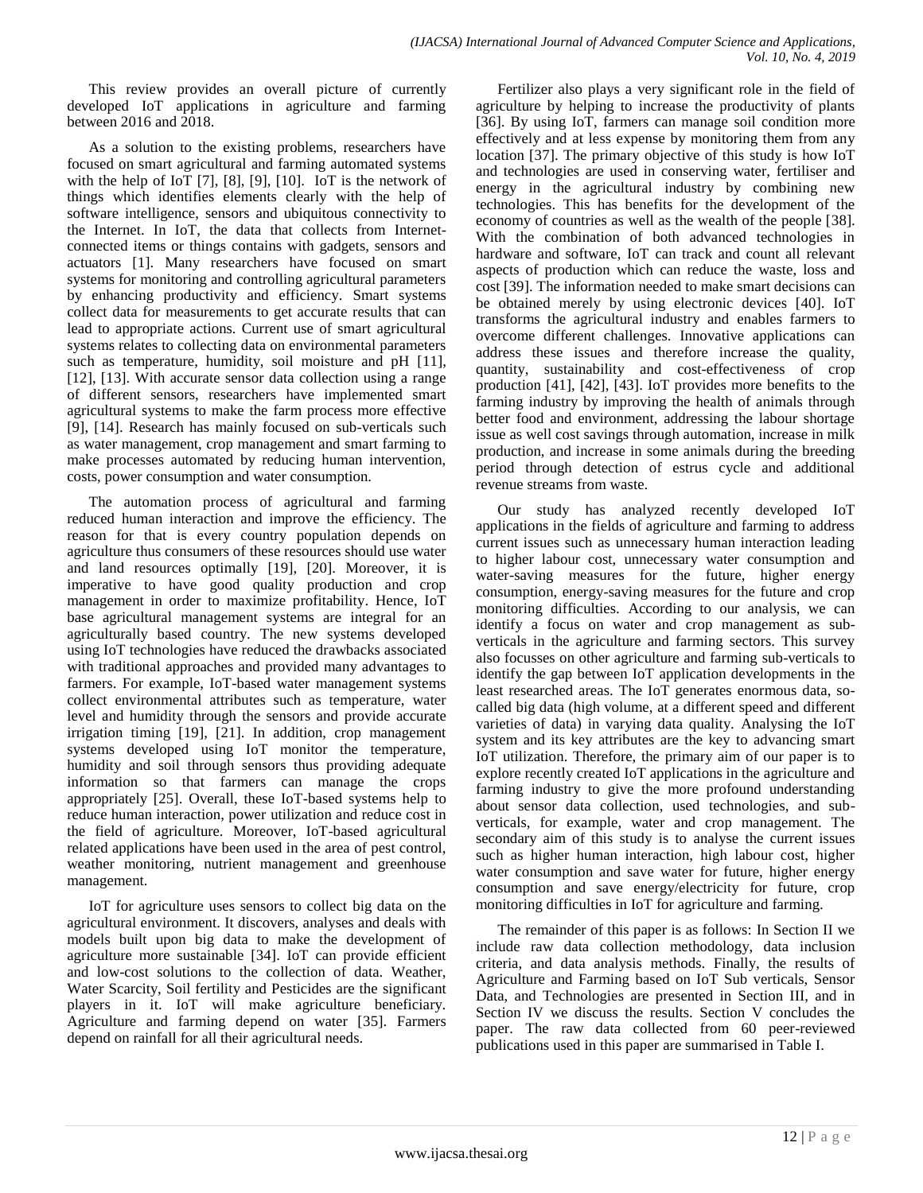This review provides an overall picture of currently developed IoT applications in agriculture and farming between 2016 and 2018.

As a solution to the existing problems, researchers have focused on smart agricultural and farming automated systems with the help of IoT [7], [8], [9], [10]. IoT is the network of things which identifies elements clearly with the help of software intelligence, sensors and ubiquitous connectivity to the Internet. In IoT, the data that collects from Internet-connected items or things contains with gadgets, sensors and actuators [1]. Many researchers have focused on smart systems for monitoring and controlling agricultural parameters by enhancing productivity and efficiency. Smart systems collect data for measurements to get accurate results that can lead to appropriate actions. Current use of smart agricultural systems relates to collecting data on environmental parameters such as temperature, humidity, soil moisture and pH [11], [12], [13]. With accurate sensor data collection using a range of different sensors, researchers have implemented smart agricultural systems to make the farm process more effective [9], [14]. Research has mainly focused on sub-verticals such as water management, crop management and smart farming to make processes automated by reducing human intervention, costs, power consumption and water consumption.

The automation process of agricultural and farming reduced human interaction and improve the efficiency. The reason for that is every country population depends on agriculture thus consumers of these resources should use water and land resources optimally [19], [20]. Moreover, it is imperative to have good quality production and crop management in order to maximize profitability. Hence, IoT base agricultural management systems are integral for an agriculturally based country. The new systems developed using IoT technologies have reduced the drawbacks associated with traditional approaches and provided many advantages to farmers. For example, IoT-based water management systems collect environmental attributes such as temperature, water level and humidity through the sensors and provide accurate irrigation timing [19], [21]. In addition, crop management systems developed using IoT monitor the temperature, humidity and soil through sensors thus providing adequate information so that farmers can manage the crops appropriately [25]. Overall, these IoT-based systems help to reduce human interaction, power utilization and reduce cost in the field of agriculture. Moreover, IoT-based agricultural related applications have been used in the area of pest control, weather monitoring, nutrient management and greenhouse management.

IoT for agriculture uses sensors to collect big data on the agricultural environment. It discovers, analyses and deals with models built upon big data to make the development of agriculture more sustainable [34]. IoT can provide efficient and low-cost solutions to the collection of data. Weather, Water Scarcity, Soil fertility and Pesticides are the significant players in it. IoT will make agriculture beneficiary. Agriculture and farming depend on water [35]. Farmers depend on rainfall for all their agricultural needs.

Fertilizer also plays a very significant role in the field of agriculture by helping to increase the productivity of plants [36]. By using IoT, farmers can manage soil condition more effectively and at less expense by monitoring them from any location [37]. The primary objective of this study is how IoT and technologies are used in conserving water, fertiliser and energy in the agricultural industry by combining new technologies. This has benefits for the development of the economy of countries as well as the wealth of the people [38]. With the combination of both advanced technologies in hardware and software, IoT can track and count all relevant aspects of production which can reduce the waste, loss and cost [39]. The information needed to make smart decisions can be obtained merely by using electronic devices [40]. IoT transforms the agricultural industry and enables farmers to overcome different challenges. Innovative applications can address these issues and therefore increase the quality, quantity, sustainability and cost-effectiveness of crop production [41], [42], [43]. IoT provides more benefits to the farming industry by improving the health of animals through better food and environment, addressing the labour shortage issue as well cost savings through automation, increase in milk production, and increase in some animals during the breeding period through detection of estrus cycle and additional revenue streams from waste.

Our study has analyzed recently developed IoT applications in the fields of agriculture and farming to address current issues such as unnecessary human interaction leading to higher labour cost, unnecessary water consumption and water-saving measures for the future, higher energy consumption, energy-saving measures for the future and crop monitoring difficulties. According to our analysis, we can identify a focus on water and crop management as sub-verticals in the agriculture and farming sectors. This survey also focusses on other agriculture and farming sub-verticals to identify the gap between IoT application developments in the least researched areas. The IoT generates enormous data, so-called big data (high volume, at a different speed and different varieties of data) in varying data quality. Analysing the IoT system and its key attributes are the key to advancing smart IoT utilization. Therefore, the primary aim of our paper is to explore recently created IoT applications in the agriculture and farming industry to give the more profound understanding about sensor data collection, used technologies, and sub-verticals, for example, water and crop management. The secondary aim of this study is to analyse the current issues such as higher human interaction, high labour cost, higher water consumption and save water for future, higher energy consumption and save energy/electricity for future, crop monitoring difficulties in IoT for agriculture and farming.

The remainder of this paper is as follows: In Section II we include raw data collection methodology, data inclusion criteria, and data analysis methods. Finally, the results of Agriculture and Farming based on IoT Sub verticals, Sensor Data, and Technologies are presented in Section III, and in Section IV we discuss the results. Section V concludes the paper. The raw data collected from 60 peer-reviewed publications used in this paper are summarised in Table I.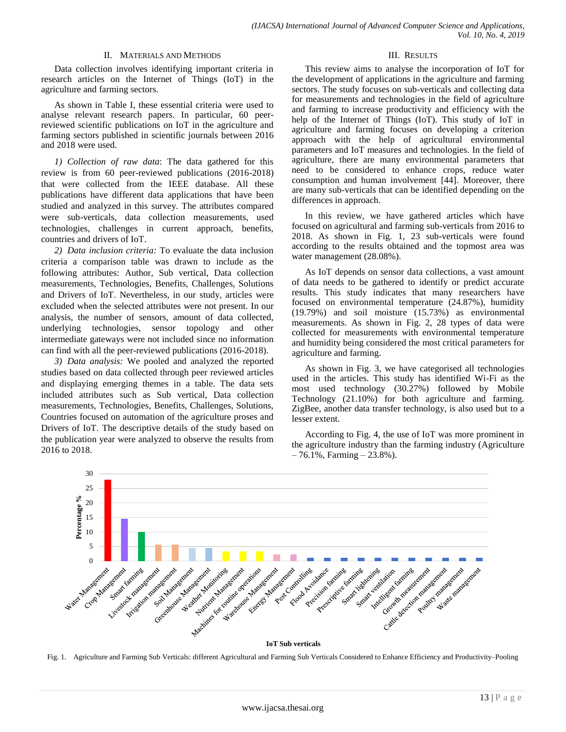## II. Materials and Methods

Data collection involves identifying important criteria in research articles on the Internet of Things (IoT) in the agriculture and farming sectors.

As shown in Table I, these essential criteria were used to analyse relevant research papers. In particular, 60 peer-reviewed scientific publications on IoT in the agriculture and farming sectors published in scientific journals between 2016 and 2018 were used.

*1) Collection of raw data*: The data gathered for this review is from 60 peer-reviewed publications (2016-2018) that were collected from the IEEE database. All these publications have different data applications that have been studied and analyzed in this survey. The attributes compared were sub-verticals, data collection measurements, used technologies, challenges in current approach, benefits, countries and drivers of IoT.

*2) Data inclusion criteria:* To evaluate the data inclusion criteria a comparison table was drawn to include as the following attributes: Author, Sub vertical, Data collection measurements, Technologies, Benefits, Challenges, Solutions and Drivers of IoT. Nevertheless, in our study, articles were excluded when the selected attributes were not present. In our analysis, the number of sensors, amount of data collected, underlying technologies, sensor topology and other intermediate gateways were not included since no information can find with all the peer-reviewed publications (2016-2018).

*3) Data analysis:* We pooled and analyzed the reported studies based on data collected through peer reviewed articles and displaying emerging themes in a table. The data sets included attributes such as Sub vertical, Data collection measurements, Technologies, Benefits, Challenges, Solutions, Countries focused on automation of the agriculture proses and Drivers of IoT. The descriptive details of the study based on the publication year were analyzed to observe the results from 2016 to 2018.

## III. Results

This review aims to analyse the incorporation of IoT for the development of applications in the agriculture and farming sectors. The study focuses on sub-verticals and collecting data for measurements and technologies in the field of agriculture and farming to increase productivity and efficiency with the help of the Internet of Things (IoT). This study of IoT in agriculture and farming focuses on developing a criterion approach with the help of agricultural environmental parameters and IoT measures and technologies. In the field of agriculture, there are many environmental parameters that need to be considered to enhance crops, reduce water consumption and human involvement [44]. Moreover, there are many sub-verticals that can be identified depending on the differences in approach.

In this review, we have gathered articles which have focused on agricultural and farming sub-verticals from 2016 to 2018. As shown in Fig. 1, 23 sub-verticals were found according to the results obtained and the topmost area was water management (28.08%).

As IoT depends on sensor data collections, a vast amount of data needs to be gathered to identify or predict accurate results. This study indicates that many researchers have focused on environmental temperature (24.87%), humidity (19.79%) and soil moisture (15.73%) as environmental measurements. As shown in Fig. 2, 28 types of data were collected for measurements with environmental temperature and humidity being considered the most critical parameters for agriculture and farming.

As shown in Fig. 3, we have categorised all technologies used in the articles. This study has identified Wi-Fi as the most used technology (30.27%) followed by Mobile Technology (21.10%) for both agriculture and farming. ZigBee, another data transfer technology, is also used but to a lesser extent.

According to Fig. 4, the use of IoT was more prominent in the agriculture industry than the farming industry (Agriculture – 76.1%, Farming – 23.8%).

Fig. 1. Agriculture and Farming Sub Verticals: different Agricultural and Farming Sub Verticals Considered to Enhance Efficiency and Productivity–Pooling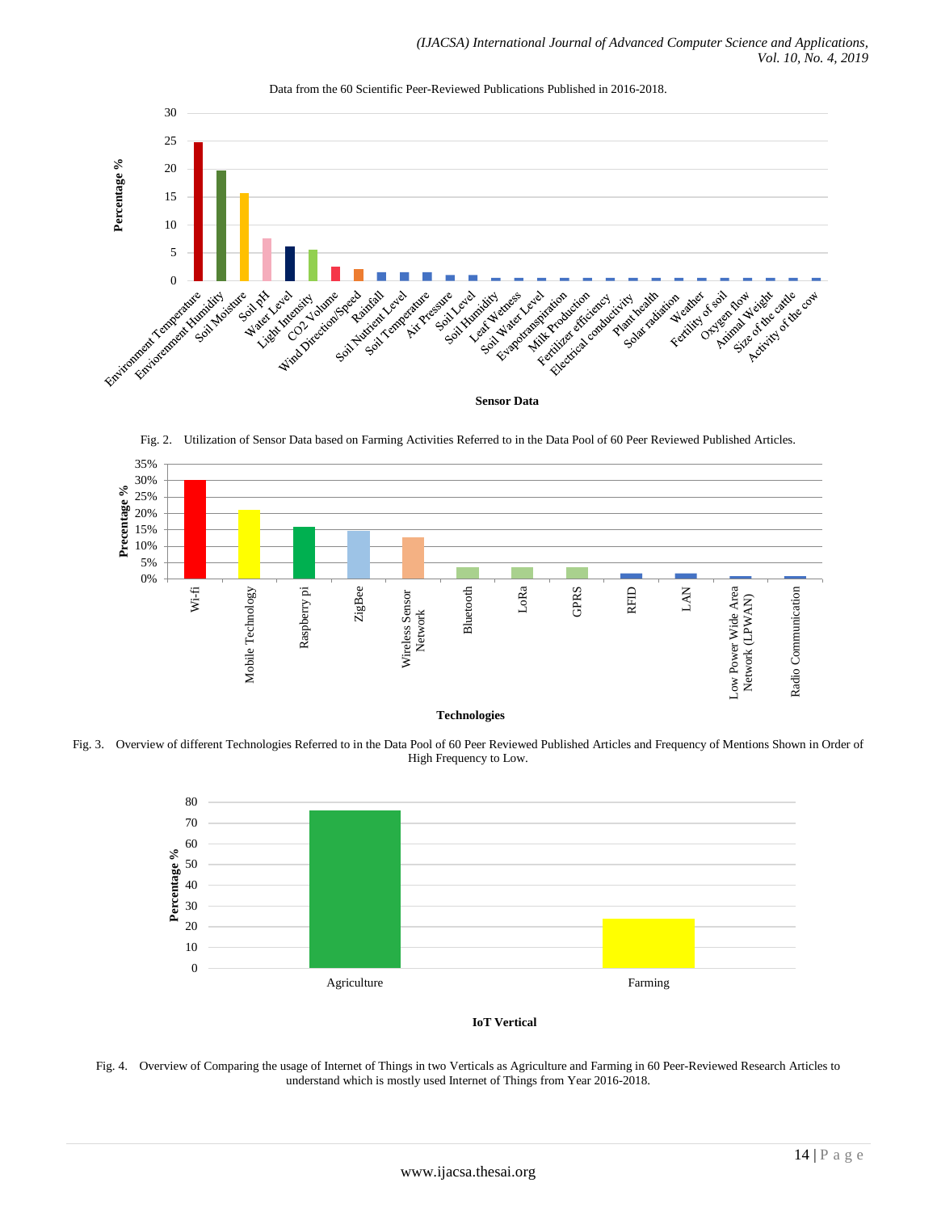Data from the 60 Scientific Peer-Reviewed Publications Published in 2016-2018.

Fig. 2. Utilization of Sensor Data based on Farming Activities Referred to in the Data Pool of 60 Peer Reviewed Published Articles.

Fig. 3. Overview of different Technologies Referred to in the Data Pool of 60 Peer Reviewed Published Articles and Frequency of Mentions Shown in Order of High Frequency to Low.

Fig. 4. Overview of Comparing the usage of Internet of Things in two Verticals as Agriculture and Farming in 60 Peer-Reviewed Research Articles to understand which is mostly used Internet of Things from Year 2016-2018.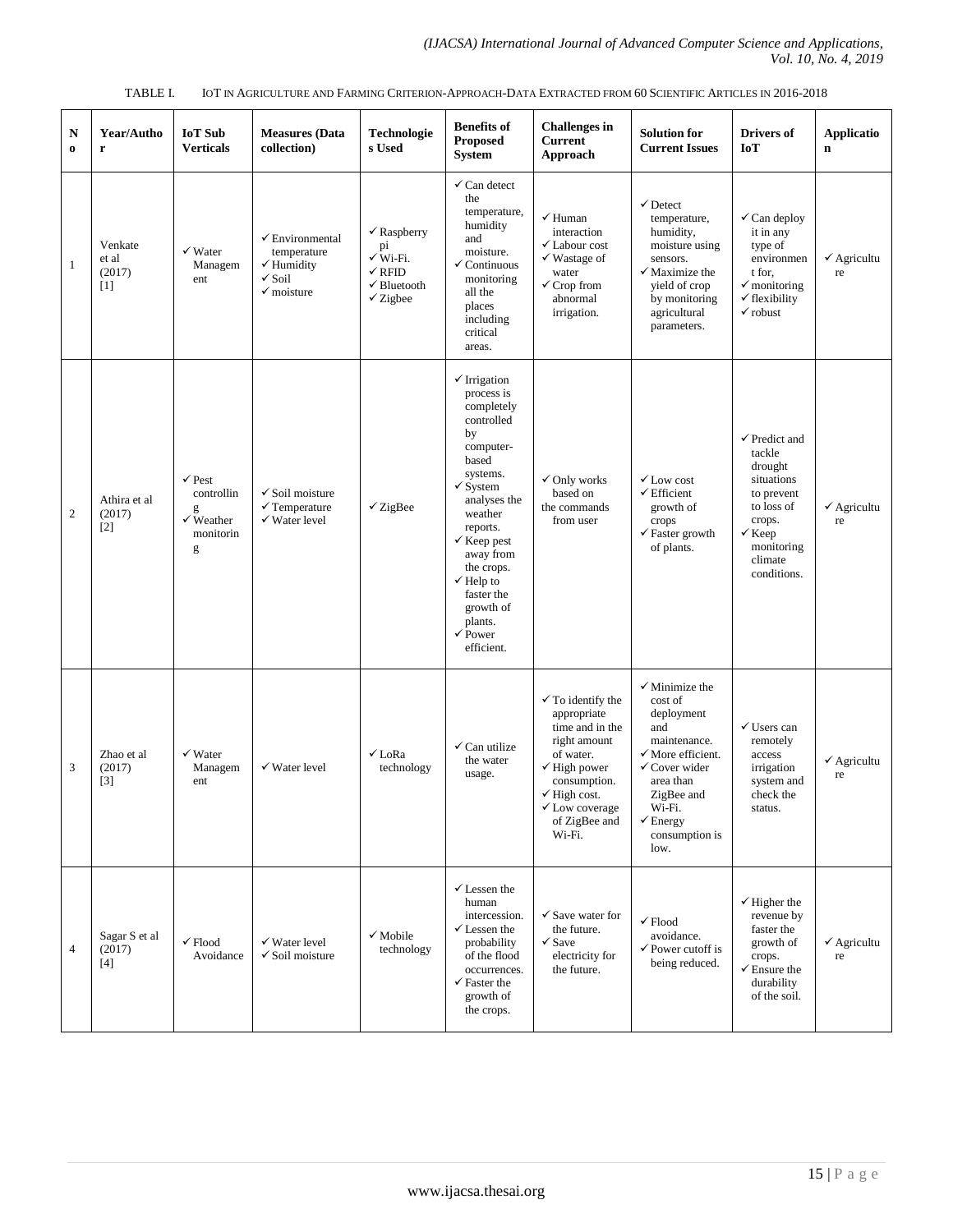TABLE I. IOT IN AGRICULTURE AND FARMING CRITERION-APPROACH-DATA EXTRACTED FROM 60 SCIENTIFIC ARTICLES IN 2016-2018

| No | Year/Author | IoT Sub Verticals | Measures (Data collection) | Technologies Used | Benefits of Proposed System | Challenges in Current Approach | Solution for Current Issues | Drivers of IoT | Application |
|---|---|---|---|---|---|---|---|---|---|
| 1 | Venkate et al (2017) [1] | ✓Water Management | ✓Environmental temperature ✓Humidity ✓Soil ✓moisture | ✓Raspberry pi ✓Wi-Fi. ✓RFID ✓Bluetooth ✓Zigbee | ✓Can detect the temperature, humidity and moisture. ✓Continuous monitoring all the places including critical areas. | ✓Human interaction ✓Labour cost ✓Wastage of water ✓Crop from abnormal irrigation. | ✓Detect temperature, humidity, moisture using sensors. ✓Maximize the yield of crop by monitoring agricultural parameters. | ✓Can deploy it in any type of environment for, ✓monitoring ✓flexibility ✓robust | ✓Agriculture |
| 2 | Athira et al (2017) [2] | ✓Pest controlling ✓Weather monitoring | ✓Soil moisture ✓Temperature ✓Water level | ✓ZigBee | ✓Irrigation process is completely controlled by computer-based systems. ✓System analyses the weather reports. ✓Keep pest away from the crops. ✓Help to faster the growth of plants. ✓Power efficient. | ✓Only works based on the commands from user | ✓Low cost ✓Efficient growth of crops ✓Faster growth of plants. | ✓Predict and tackle drought situations to prevent to loss of crops. ✓Keep monitoring climate conditions. | ✓Agriculture |
| 3 | Zhao et al (2017) [3] | ✓Water Management | ✓Water level | ✓LoRa technology | ✓Can utilize the water usage. | ✓To identify the appropriate time and in the right amount of water. ✓High power consumption. ✓High cost. ✓Low coverage of ZigBee and Wi-Fi. | ✓Minimize the cost of deployment and maintenance. ✓More efficient. ✓Cover wider area than ZigBee and Wi-Fi. ✓Energy consumption is low. | ✓Users can remotely access irrigation system and check the status. | ✓Agriculture |
| 4 | Sagar S et al (2017) [4] | ✓Flood Avoidance | ✓Water level ✓Soil moisture | ✓Mobile technology | ✓Lessen the human intercession. ✓Lessen the probability of the flood occurrences. ✓Faster the growth of the crops. | ✓Save water for the future. ✓Save electricity for the future. | ✓Flood avoidance. ✓Power cutoff is being reduced. | ✓Higher the revenue by faster the growth of crops. ✓Ensure the durability of the soil. | ✓Agriculture |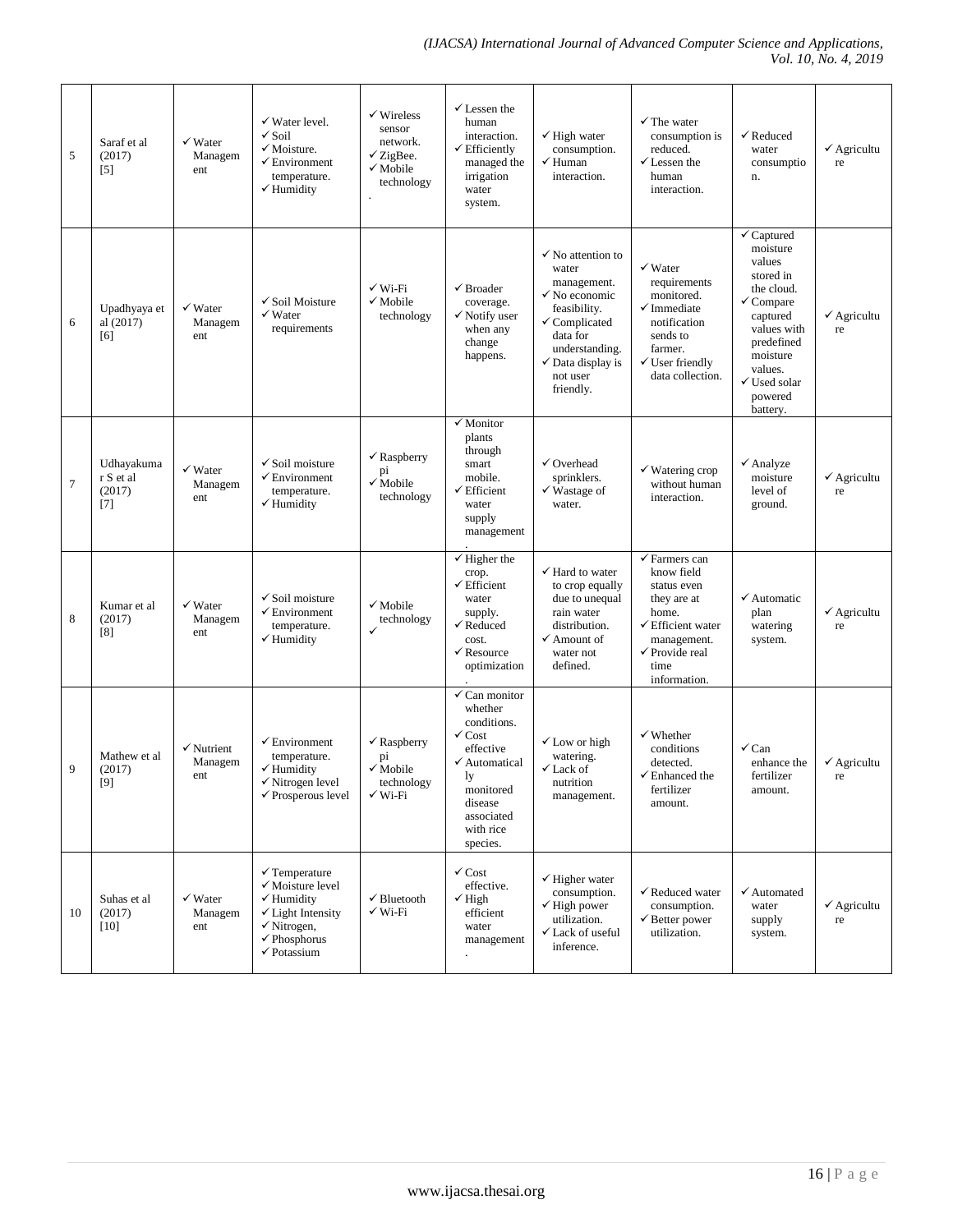| 5 | Saraf et al (2017) [5] | ✓Water Management | ✓Water level. ✓Soil ✓Moisture. ✓Environment temperature. ✓Humidity | ✓Wireless sensor network. ✓ZigBee. ✓Mobile technology. | ✓Lessen the human interaction. ✓Efficiently managed the irrigation water system. | ✓High water consumption. ✓Human interaction. | ✓The water consumption is reduced. ✓Lessen the human interaction. | ✓Reduced water consumption. | ✓Agriculture |
|---|---|---|---|---|---|---|---|---|---|
| 6 | Upadhyaya et al (2017) [6] | ✓Water Management | ✓Soil Moisture ✓Water requirements | ✓Wi-Fi ✓Mobile technology | ✓Broader coverage. ✓Notify user when any change happens. | ✓No attention to water management. ✓No economic feasibility. ✓Complicated data for understanding. ✓Data display is not user friendly. | ✓Water requirements monitored. ✓Immediate notification sends to farmer. ✓User friendly data collection. | ✓Captured moisture values stored in the cloud. ✓Compare captured values with predefined moisture values. ✓Used solar powered battery. | ✓Agriculture |
| 7 | Udhayakumar S et al (2017) [7] | ✓Water Management | ✓Soil moisture ✓Environment temperature. ✓Humidity | ✓Raspberry pi ✓Mobile technology | ✓Monitor plants through smart mobile. ✓Efficient water supply management. | ✓Overhead sprinklers. ✓Wastage of water. | ✓Watering crop without human interaction. | ✓Analyze moisture level of ground. | ✓Agriculture |
| 8 | Kumar et al (2017) [8] | ✓Water Management | ✓Soil moisture ✓Environment temperature. ✓Humidity | ✓Mobile technology ✓ | ✓Higher the crop. ✓Efficient water supply. ✓Reduced cost. ✓Resource optimization. | ✓Hard to water to crop equally due to unequal rain water distribution. ✓Amount of water not defined. | ✓Farmers can know field status even they are at home. ✓Efficient water management. ✓Provide real time information. | ✓Automatic plan watering system. | ✓Agriculture |
| 9 | Mathew et al (2017) [9] | ✓Nutrient Management | ✓Environment temperature. ✓Humidity ✓Nitrogen level ✓Prosperous level | ✓Raspberry pi ✓Mobile technology ✓Wi-Fi | ✓Can monitor whether conditions. ✓Cost effective ✓Automatically monitored disease associated with rice species. | ✓Low or high watering. ✓Lack of nutrition management. | ✓Whether conditions detected. ✓Enhanced the fertilizer amount. | ✓Can enhance the fertilizer amount. | ✓Agriculture |
| 10 | Suhas et al (2017) [10] | ✓Water Management | ✓Temperature ✓Moisture level ✓Humidity ✓Light Intensity ✓Nitrogen, ✓Phosphorus ✓Potassium | ✓Bluetooth ✓Wi-Fi | ✓Cost effective. ✓High efficient water management. | ✓Higher water consumption. ✓High power utilization. ✓Lack of useful inference. | ✓Reduced water consumption. ✓Better power utilization. | ✓Automated water supply system. | ✓Agriculture |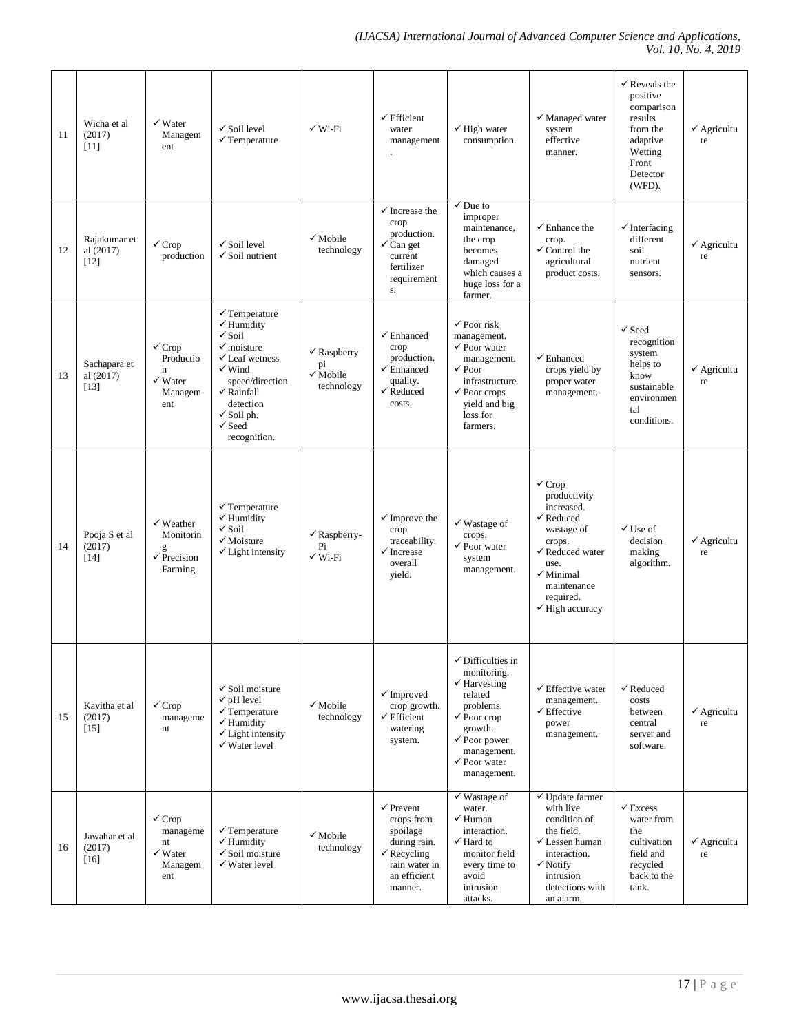| 11 | Wicha et al (2017) [11] | ✓ Water Management | ✓ Soil level<br>✓ Temperature | ✓ Wi-Fi | ✓ Efficient water management. | ✓ High water consumption. | ✓ Managed water system effective manner. | ✓ Reveals the positive comparison results from the adaptive Wetting Front Detector (WFD). | ✓ Agriculture |
|---|---|---|---|---|---|---|---|---|---|
| 12 | Rajakumar et al (2017) [12] | ✓ Crop production | ✓ Soil level<br>✓ Soil nutrient | ✓ Mobile technology | ✓ Increase the crop production.<br>✓ Can get current fertilizer requirements. | ✓ Due to improper maintenance, the crop becomes damaged which causes a huge loss for a farmer. | ✓ Enhance the crop.<br>✓ Control the agricultural product costs. | ✓ Interfacing different soil nutrient sensors. | ✓ Agriculture |
| 13 | Sachapara et al (2017) [13] | ✓ Crop Production<br>✓ Water Management | ✓ Temperature<br>✓ Humidity<br>✓ Soil<br>✓ moisture<br>✓ Leaf wetness<br>✓ Wind speed/direction<br>✓ Rainfall detection<br>✓ Soil ph.<br>✓ Seed recognition. | ✓ Raspberry pi<br>✓ Mobile technology | ✓ Enhanced crop production.<br>✓ Enhanced quality.<br>✓ Reduced costs. | ✓ Poor risk management.<br>✓ Poor water management.<br>✓ Poor infrastructure.<br>✓ Poor crops yield and big loss for farmers. | ✓ Enhanced crops yield by proper water management. | ✓ Seed recognition system helps to know sustainable environmental conditions. | ✓ Agriculture |
| 14 | Pooja S et al (2017) [14] | ✓ Weather Monitoring<br>✓ Precision Farming | ✓ Temperature<br>✓ Humidity<br>✓ Soil<br>✓ Moisture<br>✓ Light intensity | ✓ Raspberry-Pi<br>✓ Wi-Fi | ✓ Improve the crop traceability.<br>✓ Increase overall yield. | ✓ Wastage of crops.<br>✓ Poor water system management. | ✓ Crop productivity increased.<br>✓ Reduced wastage of crops.<br>✓ Reduced water use.<br>✓ Minimal maintenance required.<br>✓ High accuracy | ✓ Use of decision making algorithm. | ✓ Agriculture |
| 15 | Kavitha et al (2017) [15] | ✓ Crop management | ✓ Soil moisture<br>✓ pH level<br>✓ Temperature<br>✓ Humidity<br>✓ Light intensity<br>✓ Water level | ✓ Mobile technology | ✓ Improved crop growth.<br>✓ Efficient watering system. | ✓ Difficulties in monitoring.<br>✓ Harvesting related problems.<br>✓ Poor crop growth.<br>✓ Poor power management.<br>✓ Poor water management. | ✓ Effective water management.<br>✓ Effective power management. | ✓ Reduced costs between central server and software. | ✓ Agriculture |
| 16 | Jawahar et al (2017) [16] | ✓ Crop management<br>✓ Water Management | ✓ Temperature<br>✓ Humidity<br>✓ Soil moisture<br>✓ Water level | ✓ Mobile technology | ✓ Prevent crops from spoilage during rain.<br>✓ Recycling rain water in an efficient manner. | ✓ Wastage of water.<br>✓ Human interaction.<br>✓ Hard to monitor field every time to avoid intrusion attacks. | ✓ Update farmer with live condition of the field.<br>✓ Lessen human interaction.<br>✓ Notify intrusion detections with an alarm. | ✓ Excess water from the cultivation field and recycled back to the tank. | ✓ Agriculture |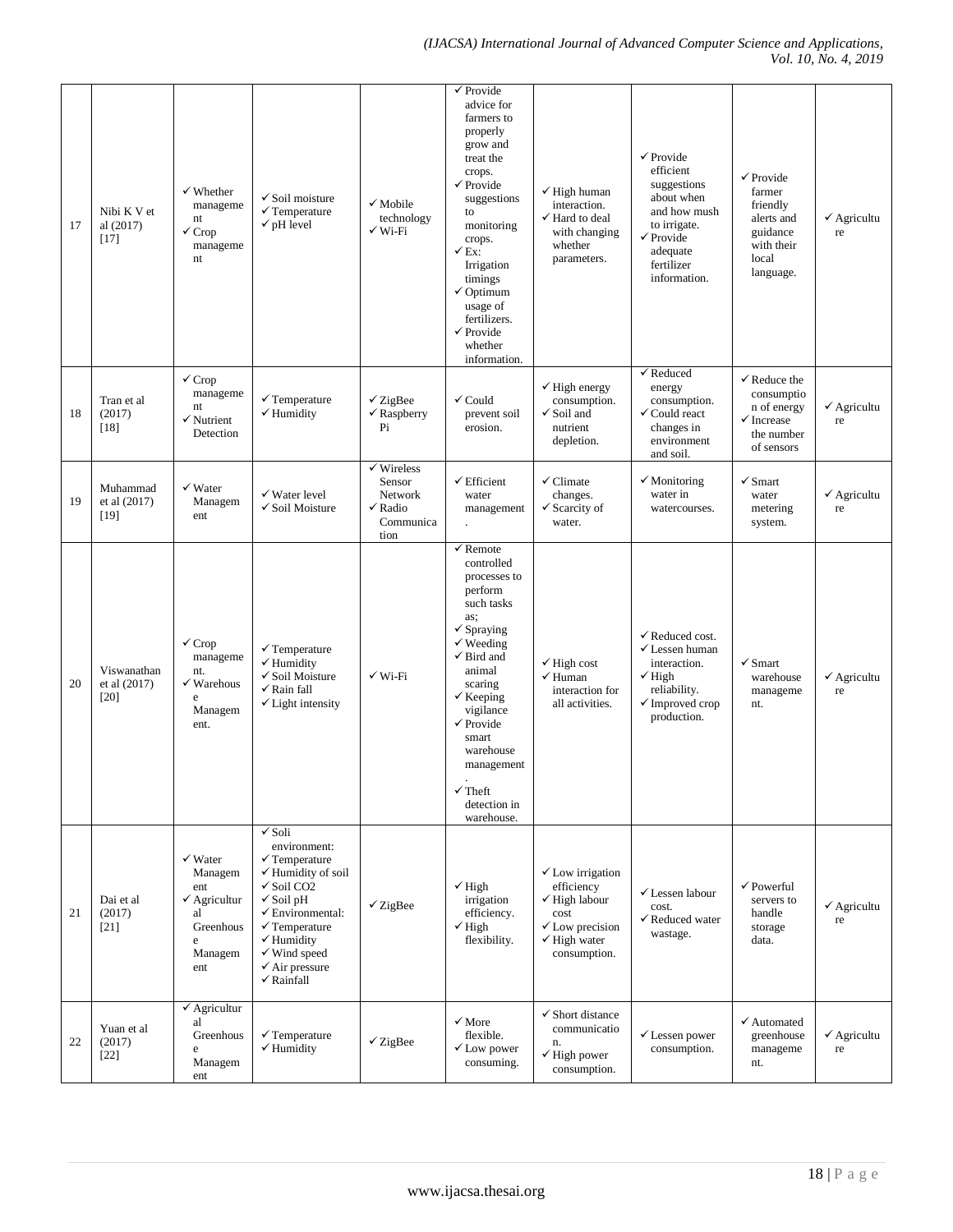| 17 | Nibi K V et al (2017) [17] | ✓ Whether management<br>✓ Crop management | ✓ Soil moisture<br>✓ Temperature<br>✓ pH level | ✓ Mobile technology<br>✓ Wi-Fi | ✓ Provide advice for farmers to properly grow and treat the crops.<br>✓ Provide suggestions to monitoring crops.<br>✓ Ex: Irrigation timings<br>✓ Optimum usage of fertilizers.<br>✓ Provide whether information. | ✓ High human interaction.<br>✓ Hard to deal with changing whether parameters. | ✓ Provide efficient suggestions about when and how mush to irrigate.<br>✓ Provide adequate fertilizer information. | ✓ Provide farmer friendly alerts and guidance with their local language. | ✓ Agriculture |
|---|---|---|---|---|---|---|---|---|---|
| 18 | Tran et al (2017) [18] | ✓ Crop management<br>✓ Nutrient Detection | ✓ Temperature<br>✓ Humidity | ✓ ZigBee<br>✓ Raspberry Pi | ✓ Could prevent soil erosion. | ✓ High energy consumption.<br>✓ Soil and nutrient depletion. | ✓ Reduced energy consumption.<br>✓ Could react changes in environment and soil. | ✓ Reduce the consumption of energy<br>✓ Increase the number of sensors | ✓ Agriculture |
| 19 | Muhammad et al (2017) [19] | ✓ Water Management | ✓ Water level<br>✓ Soil Moisture | ✓ Wireless Sensor Network<br>✓ Radio Communication | ✓ Efficient water management. | ✓ Climate changes.<br>✓ Scarcity of water. | ✓ Monitoring water in watercourses. | ✓ Smart water metering system. | ✓ Agriculture |
| 20 | Viswanathan et al (2017) [20] | ✓ Crop management.<br>✓ Warehouse Management. | ✓ Temperature<br>✓ Humidity<br>✓ Soil Moisture<br>✓ Rain fall<br>✓ Light intensity | ✓ Wi-Fi | ✓ Remote controlled processes to perform such tasks as;<br>✓ Spraying<br>✓ Weeding<br>✓ Bird and animal scaring<br>✓ Keeping vigilance<br>✓ Provide smart warehouse management.<br>✓ Theft detection in warehouse. | ✓ High cost<br>✓ Human interaction for all activities. | ✓ Reduced cost.<br>✓ Lessen human interaction.<br>✓ High reliability.<br>✓ Improved crop production. | ✓ Smart warehouse management. | ✓ Agriculture |
| 21 | Dai et al (2017) [21] | ✓ Water Management<br>✓ Agricultural Greenhouse Management | ✓ Soli environment:<br>✓ Temperature<br>✓ Humidity of soil<br>✓ Soil CO2<br>✓ Soil pH<br>✓ Environmental:<br>✓ Temperature<br>✓ Humidity<br>✓ Wind speed<br>✓ Air pressure<br>✓ Rainfall | ✓ ZigBee | ✓ High irrigation efficiency.<br>✓ High flexibility. | ✓ Low irrigation efficiency<br>✓ High labour cost<br>✓ Low precision<br>✓ High water consumption. | ✓ Lessen labour cost.<br>✓ Reduced water wastage. | ✓ Powerful servers to handle storage data. | ✓ Agriculture |
| 22 | Yuan et al (2017) [22] | ✓ Agricultural Greenhouse Management | ✓ Temperature<br>✓ Humidity | ✓ ZigBee | ✓ More flexible.<br>✓ Low power consuming. | ✓ Short distance communication.<br>✓ High power consumption. | ✓ Lessen power consumption. | ✓ Automated greenhouse management. | ✓ Agriculture |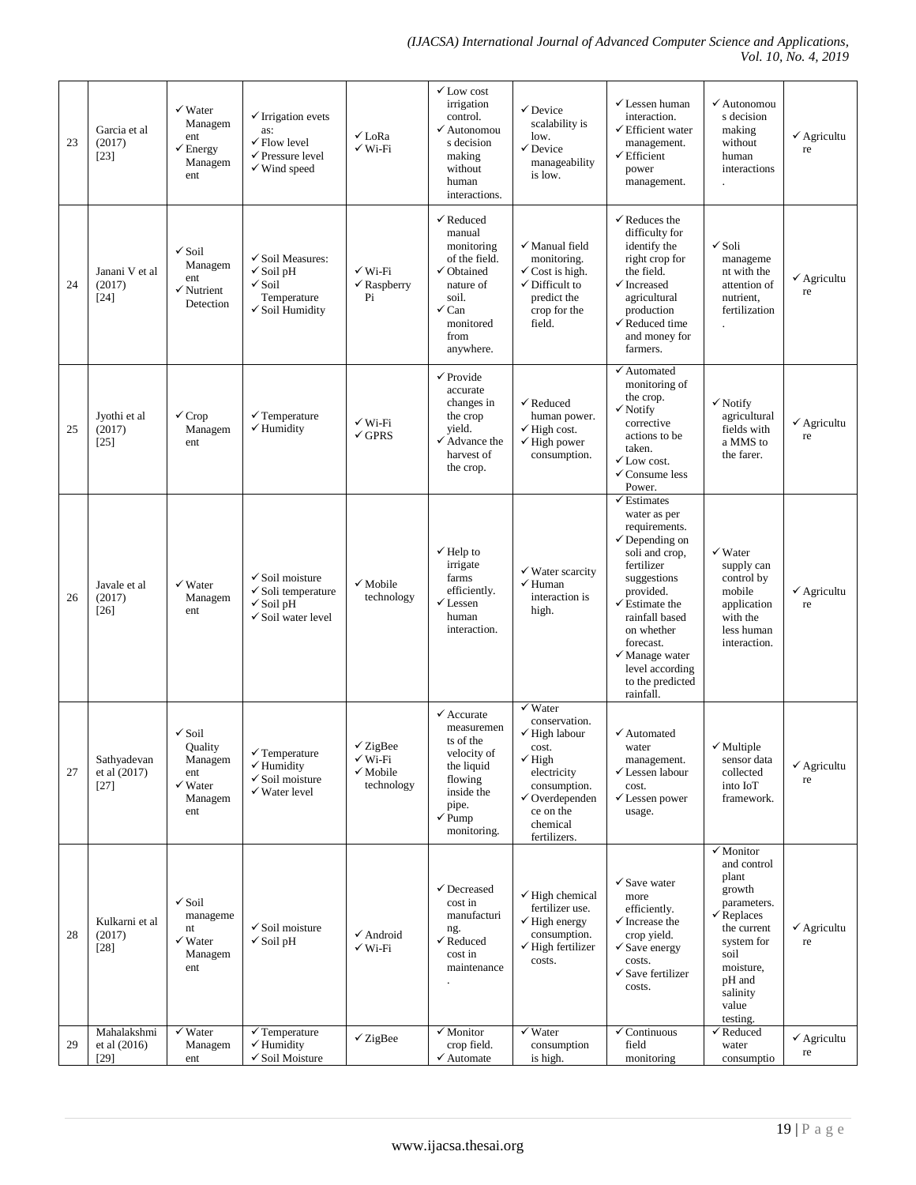| 23 | Garcia et al (2017) [23] | ✓ Water Management ✓ Energy Management | ✓ Irrigation evets as: ✓ Flow level ✓ Pressure level ✓ Wind speed | ✓ LoRa ✓ Wi-Fi | ✓ Low cost irrigation control. ✓ Autonomous decision making without human interactions. | ✓ Device scalability is low. ✓ Device manageability is low. | ✓ Lessen human interaction. ✓ Efficient water management. ✓ Efficient power management. | ✓ Autonomous decision making without human interactions. | ✓ Agriculture |
|---|---|---|---|---|---|---|---|---|---|
| 24 | Janani V et al (2017) [24] | ✓ Soil Management ✓ Nutrient Detection | ✓ Soil Measures: ✓ Soil pH ✓ Soil Temperature ✓ Soil Humidity | ✓ Wi-Fi ✓ Raspberry Pi | ✓ Reduced manual monitoring of the field. ✓ Obtained nature of soil. ✓ Can monitored from anywhere. | ✓ Manual field monitoring. ✓ Cost is high. ✓ Difficult to predict the crop for the field. | ✓ Reduces the difficulty for identify the right crop for the field. ✓ Increased agricultural production ✓ Reduced time and money for farmers. | ✓ Soli management with the attention of nutrient, fertilization. | ✓ Agriculture |
| 25 | Jyothi et al (2017) [25] | ✓ Crop Management | ✓ Temperature ✓ Humidity | ✓ Wi-Fi ✓ GPRS | ✓ Provide accurate changes in the crop yield. ✓ Advance the harvest of the crop. | ✓ Reduced human power. ✓ High cost. ✓ High power consumption. | ✓ Automated monitoring of the crop. ✓ Notify corrective actions to be taken. ✓ Low cost. ✓ Consume less Power. | ✓ Notify agricultural fields with a MMS to the farer. | ✓ Agriculture |
| 26 | Javale et al (2017) [26] | ✓ Water Management | ✓ Soil moisture ✓ Soli temperature ✓ Soil pH ✓ Soil water level | ✓ Mobile technology | ✓ Help to irrigate farms efficiently. ✓ Lessen human interaction. | ✓ Water scarcity ✓ Human interaction is high. | ✓ Estimates water as per requirements. ✓ Depending on soli and crop, fertilizer suggestions provided. ✓ Estimate the rainfall based on whether forecast. ✓ Manage water level according to the predicted rainfall. | ✓ Water supply can control by mobile application with the less human interaction. | ✓ Agriculture |
| 27 | Sathyadevan et al (2017) [27] | ✓ Soil Quality Management ✓ Water Management | ✓ Temperature ✓ Humidity ✓ Soil moisture ✓ Water level | ✓ ZigBee ✓ Wi-Fi ✓ Mobile technology | ✓ Accurate measurements of the velocity of the liquid flowing inside the pipe. ✓ Pump monitoring. | ✓ Water conservation. ✓ High labour cost. ✓ High electricity consumption. ✓ Overdependence on the chemical fertilizers. | ✓ Automated water management. ✓ Lessen labour cost. ✓ Lessen power usage. | ✓ Multiple sensor data collected into IoT framework. | ✓ Agriculture |
| 28 | Kulkarni et al (2017) [28] | ✓ Soil management ✓ Water Management | ✓ Soil moisture ✓ Soil pH | ✓ Android ✓ Wi-Fi | ✓ Decreased cost in manufacturing. ✓ Reduced cost in maintenance. | ✓ High chemical fertilizer use. ✓ High energy consumption. ✓ High fertilizer costs. | ✓ Save water more efficiently. ✓ Increase the crop yield. ✓ Save energy costs. ✓ Save fertilizer costs. | ✓ Monitor and control plant growth parameters. ✓ Replaces the current system for soil moisture, pH and salinity value testing. | ✓ Agriculture |
| 29 | Mahalakshmi et al (2016) [29] | ✓ Water Management | ✓ Temperature ✓ Humidity ✓ Soil Moisture | ✓ ZigBee | ✓ Monitor crop field. ✓ Automate | ✓ Water consumption is high. | ✓ Continuous field monitoring | ✓ Reduced water consumptio | ✓ Agriculture |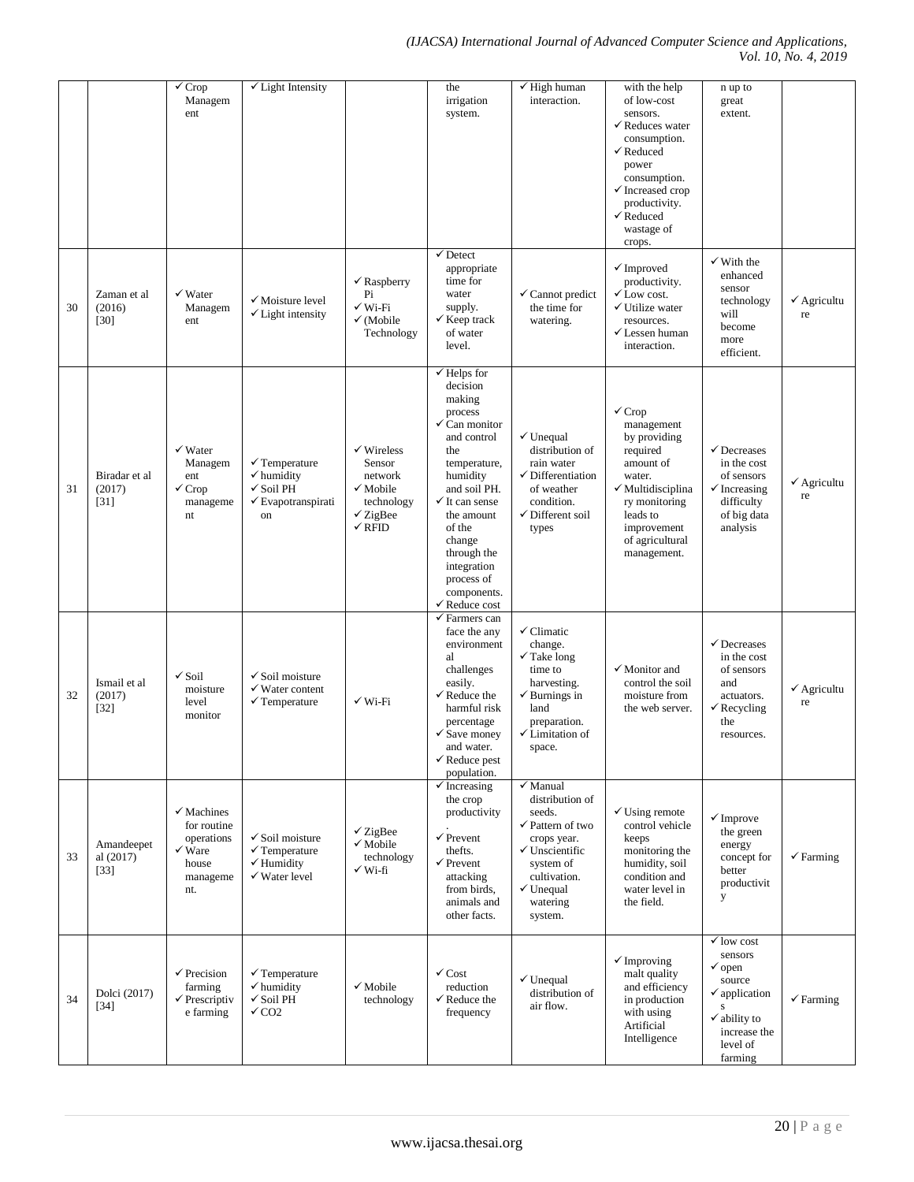| | | ✓ Crop Management | ✓ Light Intensity | | the irrigation system. | ✓ High human interaction. | with the help of low-cost sensors. ✓ Reduces water consumption. ✓ Reduced power consumption. ✓ Increased crop productivity. ✓ Reduced wastage of crops. | n up to great extent. | |
|---|---|---|---|---|---|---|---|---|---|
| 30 | Zaman et al (2016) [30] | ✓ Water Management | ✓ Moisture level ✓ Light intensity | ✓ Raspberry Pi ✓ Wi-Fi ✓ (Mobile Technology | ✓ Detect appropriate time for water supply. ✓ Keep track of water level. | ✓ Cannot predict the time for watering. | ✓ Improved productivity. ✓ Low cost. ✓ Utilize water resources. ✓ Lessen human interaction. | ✓ With the enhanced sensor technology will become more efficient. | ✓ Agriculture |
| 31 | Biradar et al (2017) [31] | ✓ Water Management ✓ Crop management | ✓ Temperature ✓ humidity ✓ Soil PH ✓ Evapotranspiration | ✓ Wireless Sensor network ✓ Mobile technology ✓ ZigBee ✓ RFID | ✓ Helps for decision making process ✓ Can monitor and control the temperature, humidity and soil PH. ✓ It can sense the amount of the change through the integration process of components. ✓ Reduce cost | ✓ Unequal distribution of rain water ✓ Differentiation of weather condition. ✓ Different soil types | ✓ Crop management by providing required amount of water. ✓ Multidisciplinary monitoring leads to improvement of agricultural management. | ✓ Decreases in the cost of sensors ✓ Increasing difficulty of big data analysis | ✓ Agriculture |
| 32 | Ismail et al (2017) [32] | ✓ Soil moisture level monitor | ✓ Soil moisture ✓ Water content ✓ Temperature | ✓ Wi-Fi | ✓ Farmers can face the any environmental challenges easily. ✓ Reduce the harmful risk percentage ✓ Save money and water. ✓ Reduce pest population. | ✓ Climatic change. ✓ Take long time to harvesting. ✓ Burnings in land preparation. ✓ Limitation of space. | ✓ Monitor and control the soil moisture from the web server. | ✓ Decreases in the cost of sensors and actuators. ✓ Recycling the resources. | ✓ Agriculture |
| 33 | Amandeepet al (2017) [33] | ✓ Machines for routine operations ✓ Ware house management. | ✓ Soil moisture ✓ Temperature ✓ Humidity ✓ Water level | ✓ ZigBee ✓ Mobile technology ✓ Wi-fi | ✓ Increasing the crop productivity. ✓ Prevent thefts. ✓ Prevent attacking from birds, animals and other facts. | ✓ Manual distribution of seeds. ✓ Pattern of two crops year. ✓ Unscientific system of cultivation. ✓ Unequal watering system. | ✓ Using remote control vehicle keeps monitoring the humidity, soil condition and water level in the field. | ✓ Improve the green energy concept for better productivity | ✓ Farming |
| 34 | Dolci (2017) [34] | ✓ Precision farming ✓ Prescriptive farming | ✓ Temperature ✓ humidity ✓ Soil PH ✓ $CO_2$ | ✓ Mobile technology | ✓ Cost reduction ✓ Reduce the frequency | ✓ Unequal distribution of air flow. | ✓ Improving malt quality and efficiency in production with using Artificial Intelligence | ✓ low cost sensors ✓ open source ✓ applications ✓ ability to increase the level of farming | ✓ Farming |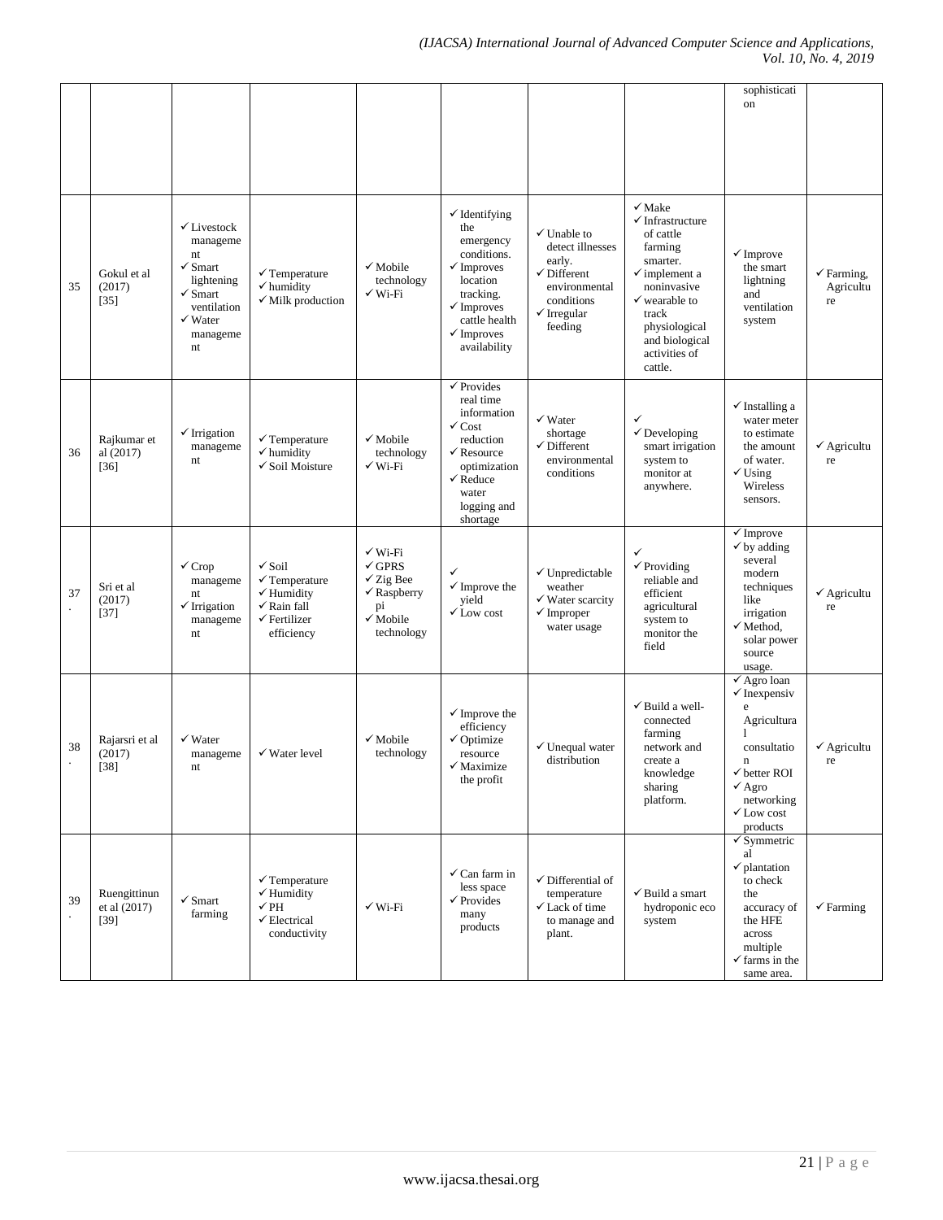|  |  |  |  |  |  |  |  | sophistication |  |
|---|---|---|---|---|---|---|---|---|---|
| 35 | Gokul et al (2017) [35] | ✓Livestock management ✓Smart lightening ✓Smart ventilation ✓Water management | ✓Temperature ✓humidity ✓Milk production | ✓Mobile technology ✓Wi-Fi | ✓Identifying the emergency conditions. ✓Improves location tracking. ✓Improves cattle health ✓Improves availability | ✓Unable to detect illnesses early. ✓Different environmental conditions ✓Irregular feeding | ✓Make ✓Infrastructure of cattle farming smarter. ✓implement a noninvasive ✓wearable to track physiological and biological activities of cattle. | ✓Improve the smart lightning and ventilation system | ✓Farming, Agriculture |
| 36 | Rajkumar et al (2017) [36] | ✓Irrigation management | ✓Temperature ✓humidity ✓Soil Moisture | ✓Mobile technology ✓Wi-Fi | ✓Provides real time information ✓Cost reduction ✓Resource optimization ✓Reduce water logging and shortage | ✓Water shortage ✓Different environmental conditions | ✓ ✓Developing smart irrigation system to monitor at anywhere. | ✓Installing a water meter to estimate the amount of water. ✓Using Wireless sensors. | ✓Agriculture |
| 37. | Sri et al (2017) [37] | ✓Crop management ✓Irrigation management | ✓Soil ✓Temperature ✓Humidity ✓Rain fall ✓Fertilizer efficiency | ✓Wi-Fi ✓GPRS ✓Zig Bee ✓Raspberry pi ✓Mobile technology | ✓ ✓Improve the yield ✓Low cost | ✓Unpredictable weather ✓Water scarcity ✓Improper water usage | ✓ ✓Providing reliable and efficient agricultural system to monitor the field | ✓Improve ✓by adding several modern techniques like irrigation ✓Method, solar power source usage. | ✓Agriculture |
| 38. | Rajarsri et al (2017) [38] | ✓Water management | ✓Water level | ✓Mobile technology | ✓Improve the efficiency ✓Optimize resource ✓Maximize the profit | ✓Unequal water distribution | ✓Build a well-connected farming network and create a knowledge sharing platform. | ✓Agro loan ✓Inexpensive Agricultural consultation ✓better ROI ✓Agro networking ✓Low cost products | ✓Agriculture |
| 39. | Ruengittinun et al (2017) [39] | ✓Smart farming | ✓Temperature ✓Humidity ✓PH ✓Electrical conductivity | ✓Wi-Fi | ✓Can farm in less space ✓Provides many products | ✓Differential of temperature ✓Lack of time to manage and plant. | ✓Build a smart hydroponic eco system | ✓Symmetrical ✓plantation to check the accuracy of the HFE across multiple ✓farms in the same area. | ✓Farming |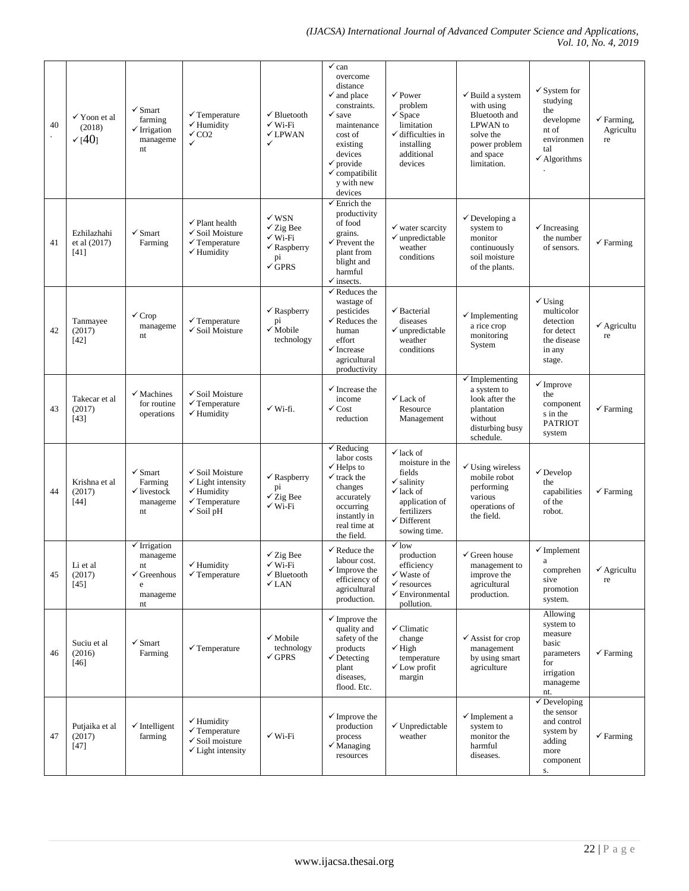| 40. | ✓ Yoon et al (2018) ✓ [40] | ✓ Smart farming ✓ Irrigation management | ✓ Temperature ✓ Humidity ✓ CO2 ✓ | ✓ Bluetooth ✓ Wi-Fi ✓ LPWAN ✓ | ✓ can overcome distance ✓ and place constraints. ✓ save maintenance cost of existing devices ✓ provide ✓ compatibility with new devices | ✓ Power problem ✓ Space limitation ✓ difficulties in installing additional devices | ✓ Build a system with using Bluetooth and LPWAN to solve the power problem and space limitation. | ✓ System for studying the development of environmental ✓ Algorithms. | ✓ Farming, Agriculture |
|---|---|---|---|---|---|---|---|---|---|
| 41 | Ezhilazhahi et al (2017) [41] | ✓ Smart Farming | ✓ Plant health ✓ Soil Moisture ✓ Temperature ✓ Humidity | ✓ WSN ✓ Zig Bee ✓ Wi-Fi ✓ Raspberry pi ✓ GPRS | ✓ Enrich the productivity of food grains. ✓ Prevent the plant from blight and harmful ✓ insects. | ✓ water scarcity ✓ unpredictable weather conditions | ✓ Developing a system to monitor continuously soil moisture of the plants. | ✓ Increasing the number of sensors. | ✓ Farming |
| 42 | Tanmayee (2017) [42] | ✓ Crop management | ✓ Temperature ✓ Soil Moisture | ✓ Raspberry pi ✓ Mobile technology | ✓ Reduces the wastage of pesticides ✓ Reduces the human effort ✓ Increase agricultural productivity | ✓ Bacterial diseases ✓ unpredictable weather conditions | ✓ Implementing a rice crop monitoring System | ✓ Using multicolor detection for detect the disease in any stage. | ✓ Agriculture |
| 43 | Takecar et al (2017) [43] | ✓ Machines for routine operations | ✓ Soil Moisture ✓ Temperature ✓ Humidity | ✓ Wi-fi. | ✓ Increase the income ✓ Cost reduction | ✓ Lack of Resource Management | ✓ Implementing a system to look after the plantation without disturbing busy schedule. | ✓ Improve the components in the PATRIOT system | ✓ Farming |
| 44 | Krishna et al (2017) [44] | ✓ Smart Farming ✓ livestock management | ✓ Soil Moisture ✓ Light intensity ✓ Humidity ✓ Temperature ✓ Soil pH | ✓ Raspberry pi ✓ Zig Bee ✓ Wi-Fi | ✓ Reducing labor costs ✓ Helps to ✓ track the changes accurately occurring instantly in real time at the field. | ✓ lack of moisture in the fields ✓ salinity ✓ lack of application of fertilizers ✓ Different sowing time. | ✓ Using wireless mobile robot performing various operations of the field. | ✓ Develop the capabilities of the robot. | ✓ Farming |
| 45 | Li et al (2017) [45] | ✓ Irrigation management ✓ Greenhouse management | ✓ Humidity ✓ Temperature | ✓ Zig Bee ✓ Wi-Fi ✓ Bluetooth ✓ LAN | ✓ Reduce the labour cost. ✓ Improve the efficiency of agricultural production. | ✓ low production efficiency ✓ Waste of ✓ resources ✓ Environmental pollution. | ✓ Green house management to improve the agricultural production. | ✓ Implement a comprehensive promotion system. | ✓ Agriculture |
| 46 | Suciu et al (2016) [46] | ✓ Smart Farming | ✓ Temperature | ✓ Mobile technology ✓ GPRS | ✓ Improve the quality and safety of the products ✓ Detecting plant diseases, flood. Etc. | ✓ Climatic change ✓ High temperature ✓ Low profit margin | ✓ Assist for crop management by using smart agriculture | Allowing system to measure basic parameters for irrigation management. | ✓ Farming |
| 47 | Putjaika et al (2017) [47] | ✓ Intelligent farming | ✓ Humidity ✓ Temperature ✓ Soil moisture ✓ Light intensity | ✓ Wi-Fi | ✓ Improve the production process ✓ Managing resources | ✓ Unpredictable weather | ✓ Implement a system to monitor the harmful diseases. | ✓ Developing the sensor and control system by adding more components. | ✓ Farming |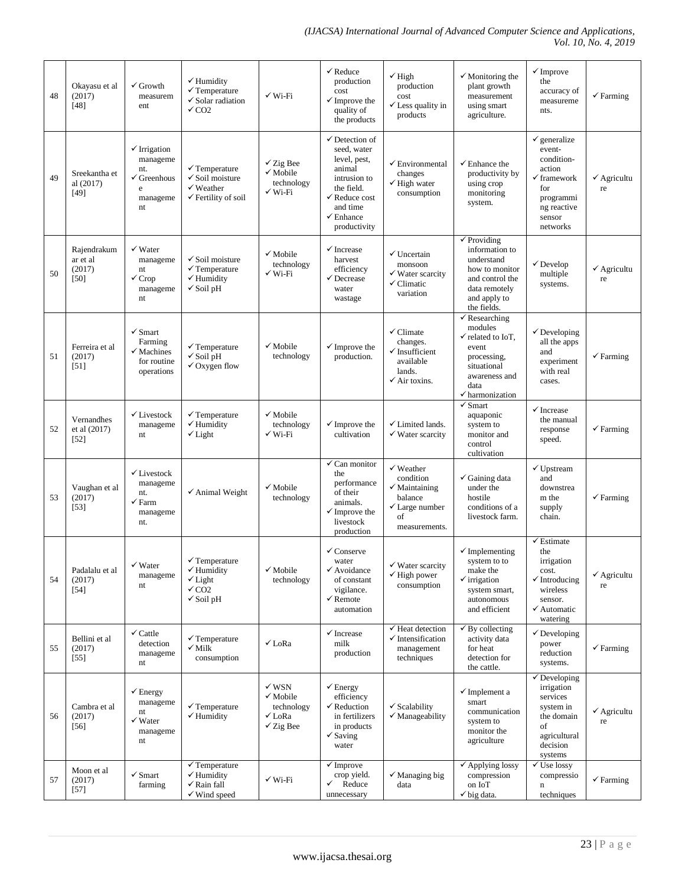| 48 | Okayasu et al (2017) [48] | ✓ Growth measurement | ✓ Humidity<br>✓ Temperature<br>✓ Solar radiation<br>✓ $CO_2$ | ✓ Wi-Fi | ✓ Reduce production cost<br>✓ Improve the quality of the products | ✓ High production cost<br>✓ Less quality in products | ✓ Monitoring the plant growth measurement using smart agriculture. | ✓ Improve the accuracy of measurements. | ✓ Farming |
|---|---|---|---|---|---|---|---|---|---|
| 49 | Sreekantha et al (2017) [49] | ✓ Irrigation management.<br>✓ Greenhouse management | ✓ Temperature<br>✓ Soil moisture<br>✓ Weather<br>✓ Fertility of soil | ✓ Zig Bee<br>✓ Mobile technology<br>✓ Wi-Fi | ✓ Detection of seed, water level, pest, animal intrusion to the field.<br>✓ Reduce cost and time<br>✓ Enhance productivity | ✓ Environmental changes<br>✓ High water consumption | ✓ Enhance the productivity by using crop monitoring system. | ✓ generalize event-condition-action<br>✓ framework for programming reactive sensor networks | ✓ Agriculture |
| 50 | Rajendrakumar et al (2017) [50] | ✓ Water management<br>✓ Crop management | ✓ Soil moisture<br>✓ Temperature<br>✓ Humidity<br>✓ Soil pH | ✓ Mobile technology<br>✓ Wi-Fi | ✓ Increase harvest efficiency<br>✓ Decrease water wastage | ✓ Uncertain monsoon<br>✓ Water scarcity<br>✓ Climatic variation | ✓ Providing information to understand how to monitor and control the data remotely and apply to the fields. | ✓ Develop multiple systems. | ✓ Agriculture |
| 51 | Ferreira et al (2017) [51] | ✓ Smart Farming<br>✓ Machines for routine operations | ✓ Temperature<br>✓ Soil pH<br>✓ Oxygen flow | ✓ Mobile technology | ✓ Improve the production. | ✓ Climate changes.<br>✓ Insufficient available lands.<br>✓ Air toxins. | ✓ Researching modules<br>✓ related to IoT, event processing, situational awareness and data<br>✓ harmonization | ✓ Developing all the apps and experiment with real cases. | ✓ Farming |
| 52 | Vernandhes et al (2017) [52] | ✓ Livestock management | ✓ Temperature<br>✓ Humidity<br>✓ Light | ✓ Mobile technology<br>✓ Wi-Fi | ✓ Improve the cultivation | ✓ Limited lands.<br>✓ Water scarcity | ✓ Smart aquaponic system to monitor and control cultivation | ✓ Increase the manual response speed. | ✓ Farming |
| 53 | Vaughan et al (2017) [53] | ✓ Livestock management.<br>✓ Farm management. | ✓ Animal Weight | ✓ Mobile technology | ✓ Can monitor the performance of their animals.<br>✓ Improve the livestock production | ✓ Weather condition<br>✓ Maintaining balance<br>✓ Large number of measurements. | ✓ Gaining data under the hostile conditions of a livestock farm. | ✓ Upstream and downstream the supply chain. | ✓ Farming |
| 54 | Padalalu et al (2017) [54] | ✓ Water management | ✓ Temperature<br>✓ Humidity<br>✓ Light<br>✓ $CO_2$<br>✓ Soil pH | ✓ Mobile technology | ✓ Conserve water<br>✓ Avoidance of constant vigilance.<br>✓ Remote automation | ✓ Water scarcity<br>✓ High power consumption | ✓ Implementing system to to make the<br>✓ irrigation system smart, autonomous and efficient | ✓ Estimate the irrigation cost.<br>✓ Introducing wireless sensor.<br>✓ Automatic watering | ✓ Agriculture |
| 55 | Bellini et al (2017) [55] | ✓ Cattle detection management | ✓ Temperature<br>✓ Milk consumption | ✓ LoRa | ✓ Increase milk production | ✓ Heat detection<br>✓ Intensification management techniques | ✓ By collecting activity data for heat detection for the cattle. | ✓ Developing power reduction systems. | ✓ Farming |
| 56 | Cambra et al (2017) [56] | ✓ Energy management<br>✓ Water management | ✓ Temperature<br>✓ Humidity | ✓ WSN<br>✓ Mobile technology<br>✓ LoRa<br>✓ Zig Bee | ✓ Energy efficiency<br>✓ Reduction in fertilizers in products<br>✓ Saving water | ✓ Scalability<br>✓ Manageability | ✓ Implement a smart communication system to monitor the agriculture | ✓ Developing irrigation services system in the domain of agricultural decision systems | ✓ Agriculture |
| 57 | Moon et al (2017) [57] | ✓ Smart farming | ✓ Temperature<br>✓ Humidity<br>✓ Rain fall<br>✓ Wind speed | ✓ Wi-Fi | ✓ Improve crop yield.<br>✓ Reduce unnecessary | ✓ Managing big data | ✓ Applying lossy compression on IoT<br>✓ big data. | ✓ Use lossy compression techniques | ✓ Farming |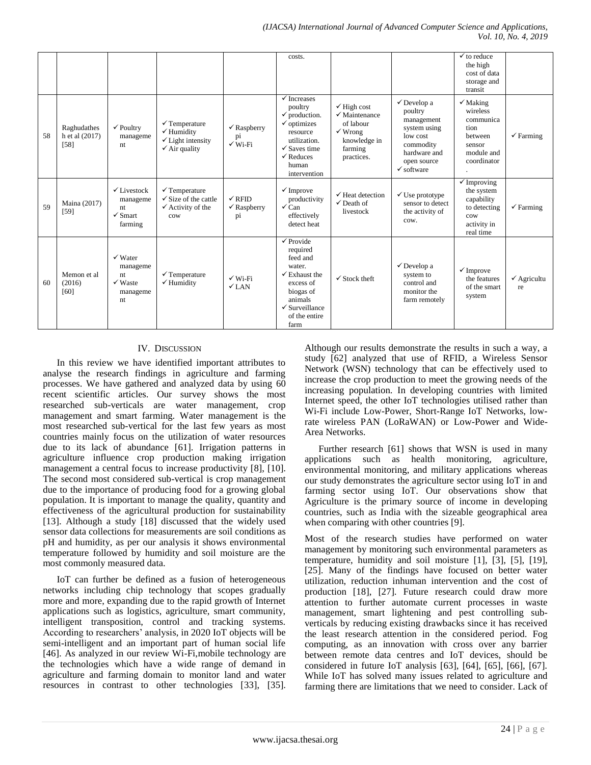|  |  |  |  |  | costs. |  |  | ✓ to reduce the high cost of data storage and transit |  |
|---|---|---|---|---|---|---|---|---|---|
| 58 | Raghudathes h et al (2017) [58] | ✓ Poultry manageme nt | ✓ Temperature ✓ Humidity ✓ Light intensity ✓ Air quality | ✓ Raspberry pi ✓ Wi-Fi | ✓ Increases poultry ✓ production. ✓ optimizes resource utilization. ✓ Saves time ✓ Reduces human intervention | ✓ High cost ✓ Maintenance of labour ✓ Wrong knowledge in farming practices. | ✓ Develop a poultry management system using low cost commodity hardware and open source ✓ software | ✓ Making wireless communica tion between sensor module and coordinator . | ✓ Farming |
| 59 | Maina (2017) [59] | ✓ Livestock manageme nt ✓ Smart farming | ✓ Temperature ✓ Size of the cattle ✓ Activity of the cow | ✓ RFID ✓ Raspberry pi | ✓ Improve productivity ✓ Can effectively detect heat | ✓ Heat detection ✓ Death of livestock | ✓ Use prototype sensor to detect the activity of cow. | ✓ Improving the system capability to detecting cow activity in real time | ✓ Farming |
| 60 | Memon et al (2016) [60] | ✓ Water manageme nt ✓ Waste manageme nt | ✓ Temperature ✓ Humidity | ✓ Wi-Fi ✓ LAN | ✓ Provide required feed and water. ✓ Exhaust the excess of biogas of animals ✓ Surveillance of the entire farm | ✓ Stock theft | ✓ Develop a system to control and monitor the farm remotely | ✓ Improve the features of the smart system | ✓ Agricultu re |

## IV. Discussion

In this review we have identified important attributes to analyse the research findings in agriculture and farming processes. We have gathered and analyzed data by using 60 recent scientific articles. Our survey shows the most researched sub-verticals are water management, crop management and smart farming. Water management is the most researched sub-vertical for the last few years as most countries mainly focus on the utilization of water resources due to its lack of abundance [61]. Irrigation patterns in agriculture influence crop production making irrigation management a central focus to increase productivity [8], [10]. The second most considered sub-vertical is crop management due to the importance of producing food for a growing global population. It is important to manage the quality, quantity and effectiveness of the agricultural production for sustainability [13]. Although a study [18] discussed that the widely used sensor data collections for measurements are soil conditions as pH and humidity, as per our analysis it shows environmental temperature followed by humidity and soil moisture are the most commonly measured data.

IoT can further be defined as a fusion of heterogeneous networks including chip technology that scopes gradually more and more, expanding due to the rapid growth of Internet applications such as logistics, agriculture, smart community, intelligent transposition, control and tracking systems. According to researchers' analysis, in 2020 IoT objects will be semi-intelligent and an important part of human social life [46]. As analyzed in our review Wi-Fi,mobile technology are the technologies which have a wide range of demand in agriculture and farming domain to monitor land and water resources in contrast to other technologies [33], [35]. Although our results demonstrate the results in such a way, a study [62] analyzed that use of RFID, a Wireless Sensor Network (WSN) technology that can be effectively used to increase the crop production to meet the growing needs of the increasing population. In developing countries with limited Internet speed, the other IoT technologies utilised rather than Wi-Fi include Low-Power, Short-Range IoT Networks, low-rate wireless PAN (LoRaWAN) or Low-Power and Wide-Area Networks.

Further research [61] shows that WSN is used in many applications such as health monitoring, agriculture, environmental monitoring, and military applications whereas our study demonstrates the agriculture sector using IoT in and farming sector using IoT. Our observations show that Agriculture is the primary source of income in developing countries, such as India with the sizeable geographical area when comparing with other countries [9].

Most of the research studies have performed on water management by monitoring such environmental parameters as temperature, humidity and soil moisture [1], [3], [5], [19], [25]. Many of the findings have focused on better water utilization, reduction inhuman intervention and the cost of production [18], [27]. Future research could draw more attention to further automate current processes in waste management, smart lightening and pest controlling sub-verticals by reducing existing drawbacks since it has received the least research attention in the considered period. Fog computing, as an innovation with cross over any barrier between remote data centres and IoT devices, should be considered in future IoT analysis [63], [64], [65], [66], [67]. While IoT has solved many issues related to agriculture and farming there are limitations that we need to consider. Lack of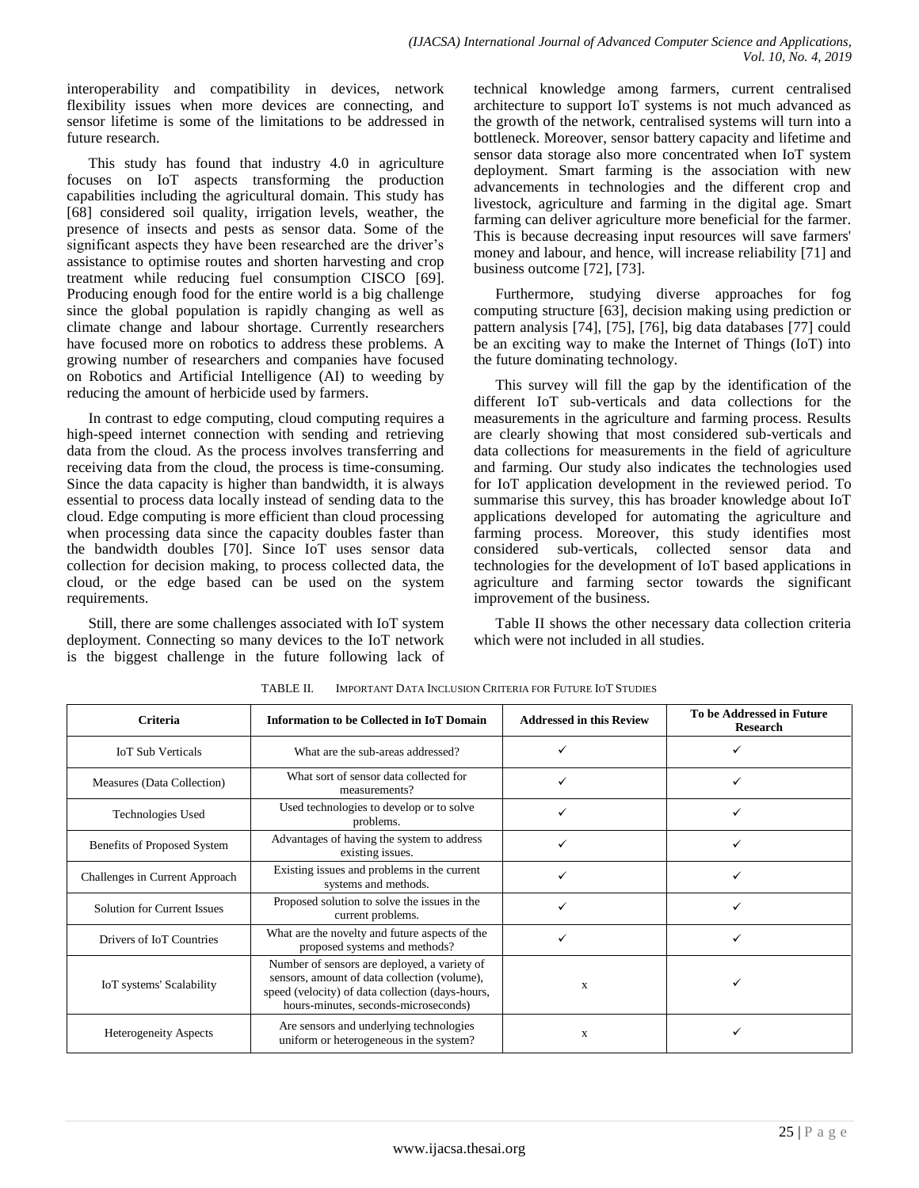interoperability and compatibility in devices, network flexibility issues when more devices are connecting, and sensor lifetime is some of the limitations to be addressed in future research.

This study has found that industry 4.0 in agriculture focuses on IoT aspects transforming the production capabilities including the agricultural domain. This study has [68] considered soil quality, irrigation levels, weather, the presence of insects and pests as sensor data. Some of the significant aspects they have been researched are the driver's assistance to optimise routes and shorten harvesting and crop treatment while reducing fuel consumption CISCO [69]. Producing enough food for the entire world is a big challenge since the global population is rapidly changing as well as climate change and labour shortage. Currently researchers have focused more on robotics to address these problems. A growing number of researchers and companies have focused on Robotics and Artificial Intelligence (AI) to weeding by reducing the amount of herbicide used by farmers.

In contrast to edge computing, cloud computing requires a high-speed internet connection with sending and retrieving data from the cloud. As the process involves transferring and receiving data from the cloud, the process is time-consuming. Since the data capacity is higher than bandwidth, it is always essential to process data locally instead of sending data to the cloud. Edge computing is more efficient than cloud processing when processing data since the capacity doubles faster than the bandwidth doubles [70]. Since IoT uses sensor data collection for decision making, to process collected data, the cloud, or the edge based can be used on the system requirements.

Still, there are some challenges associated with IoT system deployment. Connecting so many devices to the IoT network is the biggest challenge in the future following lack of technical knowledge among farmers, current centralised architecture to support IoT systems is not much advanced as the growth of the network, centralised systems will turn into a bottleneck. Moreover, sensor battery capacity and lifetime and sensor data storage also more concentrated when IoT system deployment. Smart farming is the association with new advancements in technologies and the different crop and livestock, agriculture and farming in the digital age. Smart farming can deliver agriculture more beneficial for the farmer. This is because decreasing input resources will save farmers' money and labour, and hence, will increase reliability [71] and business outcome [72], [73].

Furthermore, studying diverse approaches for fog computing structure [63], decision making using prediction or pattern analysis [74], [75], [76], big data databases [77] could be an exciting way to make the Internet of Things (IoT) into the future dominating technology.

This survey will fill the gap by the identification of the different IoT sub-verticals and data collections for the measurements in the agriculture and farming process. Results are clearly showing that most considered sub-verticals and data collections for measurements in the field of agriculture and farming. Our study also indicates the technologies used for IoT application development in the reviewed period. To summarise this survey, this has broader knowledge about IoT applications developed for automating the agriculture and farming process. Moreover, this study identifies most considered sub-verticals, collected sensor data and technologies for the development of IoT based applications in agriculture and farming sector towards the significant improvement of the business.

Table II shows the other necessary data collection criteria which were not included in all studies.

TABLE II. IMPORTANT DATA INCLUSION CRITERIA FOR FUTURE IOT STUDIES

| Criteria | Information to be Collected in IoT Domain | Addressed in this Review | To be Addressed in Future Research |
|---|---|---|---|
| IoT Sub Verticals | What are the sub-areas addressed? | ✓ | ✓ |
| Measures (Data Collection) | What sort of sensor data collected for measurements? | ✓ | ✓ |
| Technologies Used | Used technologies to develop or to solve problems. | ✓ | ✓ |
| Benefits of Proposed System | Advantages of having the system to address existing issues. | ✓ | ✓ |
| Challenges in Current Approach | Existing issues and problems in the current systems and methods. | ✓ | ✓ |
| Solution for Current Issues | Proposed solution to solve the issues in the current problems. | ✓ | ✓ |
| Drivers of IoT Countries | What are the novelty and future aspects of the proposed systems and methods? | ✓ | ✓ |
| IoT systems' Scalability | Number of sensors are deployed, a variety of sensors, amount of data collection (volume), speed (velocity) of data collection (days-hours, hours-minutes, seconds-microseconds) | x | ✓ |
| Heterogeneity Aspects | Are sensors and underlying technologies uniform or heterogeneous in the system? | x | ✓ |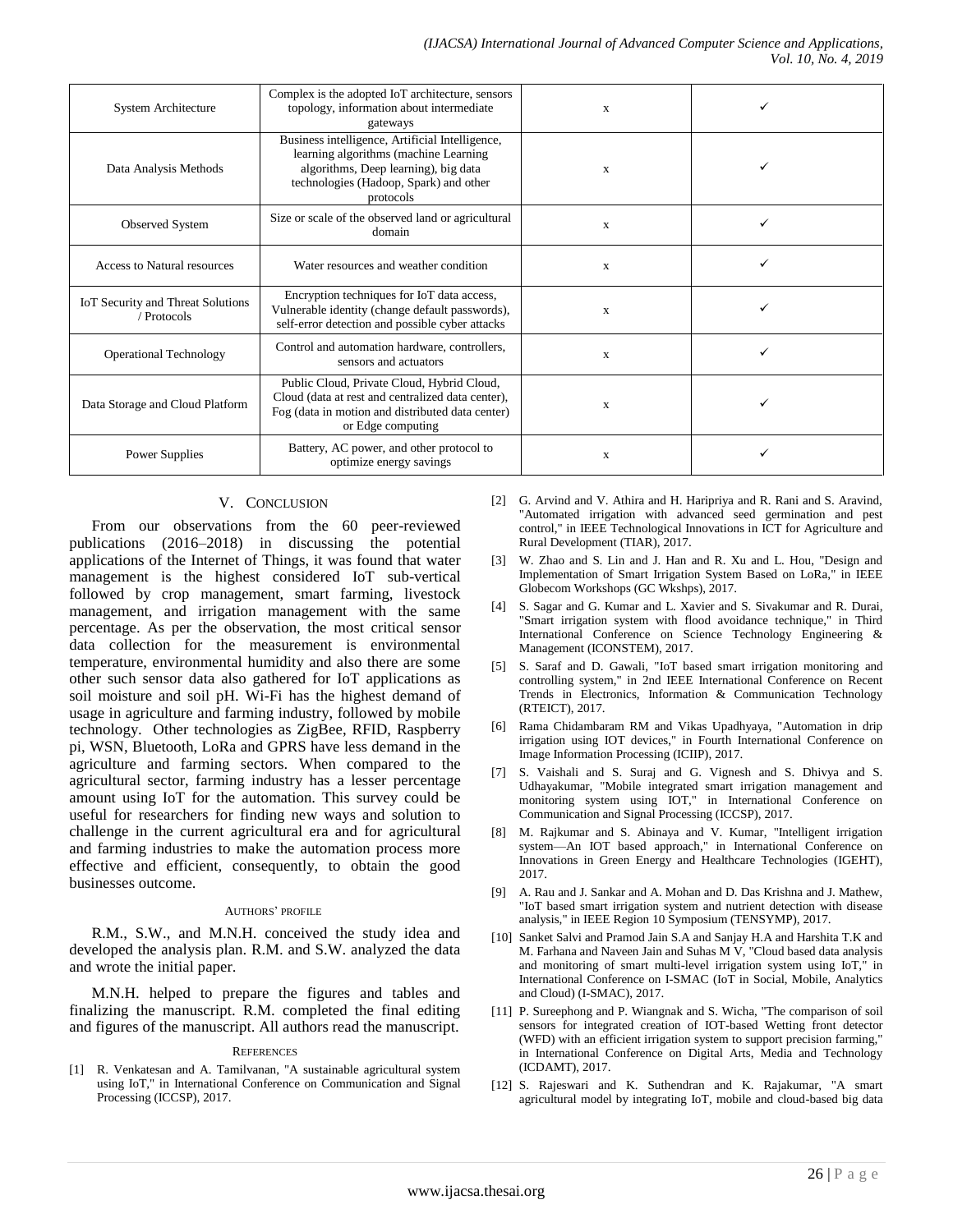| System Architecture | Complex is the adopted IoT architecture, sensors topology, information about intermediate gateways | x | ✓ |
|---|---|---|---|
| Data Analysis Methods | Business intelligence, Artificial Intelligence, learning algorithms (machine Learning algorithms, Deep learning), big data technologies (Hadoop, Spark) and other protocols | x | ✓ |
| Observed System | Size or scale of the observed land or agricultural domain | x | ✓ |
| Access to Natural resources | Water resources and weather condition | x | ✓ |
| IoT Security and Threat Solutions / Protocols | Encryption techniques for IoT data access, Vulnerable identity (change default passwords), self-error detection and possible cyber attacks | x | ✓ |
| Operational Technology | Control and automation hardware, controllers, sensors and actuators | x | ✓ |
| Data Storage and Cloud Platform | Public Cloud, Private Cloud, Hybrid Cloud, Cloud (data at rest and centralized data center), Fog (data in motion and distributed data center) or Edge computing | x | ✓ |
| Power Supplies | Battery, AC power, and other protocol to optimize energy savings | x | ✓ |

## V. Conclusion

From our observations from the 60 peer-reviewed publications (2016–2018) in discussing the potential applications of the Internet of Things, it was found that water management is the highest considered IoT sub-vertical followed by crop management, smart farming, livestock management, and irrigation management with the same percentage. As per the observation, the most critical sensor data collection for the measurement is environmental temperature, environmental humidity and also there are some other such sensor data also gathered for IoT applications as soil moisture and soil pH. Wi-Fi has the highest demand of usage in agriculture and farming industry, followed by mobile technology. Other technologies as ZigBee, RFID, Raspberry pi, WSN, Bluetooth, LoRa and GPRS have less demand in the agriculture and farming sectors. When compared to the agricultural sector, farming industry has a lesser percentage amount using IoT for the automation. This survey could be useful for researchers for finding new ways and solution to challenge in the current agricultural era and for agricultural and farming industries to make the automation process more effective and efficient, consequently, to obtain the good businesses outcome.

### Authors' profile

R.M., S.W., and M.N.H. conceived the study idea and developed the analysis plan. R.M. and S.W. analyzed the data and wrote the initial paper.

M.N.H. helped to prepare the figures and tables and finalizing the manuscript. R.M. completed the final editing and figures of the manuscript. All authors read the manuscript.

### References

[1] R. Venkatesan and A. Tamilvanan, "A sustainable agricultural system using IoT," in International Conference on Communication and Signal Processing (ICCSP), 2017.

[2] G. Arvind and V. Athira and H. Haripriya and R. Rani and S. Aravind, "Automated irrigation with advanced seed germination and pest control," in IEEE Technological Innovations in ICT for Agriculture and Rural Development (TIAR), 2017.

[3] W. Zhao and S. Lin and J. Han and R. Xu and L. Hou, "Design and Implementation of Smart Irrigation System Based on LoRa," in IEEE Globecom Workshops (GC Wkshps), 2017.

[4] S. Sagar and G. Kumar and L. Xavier and S. Sivakumar and R. Durai, "Smart irrigation system with flood avoidance technique," in Third International Conference on Science Technology Engineering & Management (ICONSTEM), 2017.

[5] S. Saraf and D. Gawali, "IoT based smart irrigation monitoring and controlling system," in 2nd IEEE International Conference on Recent Trends in Electronics, Information & Communication Technology (RTEICT), 2017.

[6] Rama Chidambaram RM and Vikas Upadhyaya, "Automation in drip irrigation using IOT devices," in Fourth International Conference on Image Information Processing (ICIIP), 2017.

[7] S. Vaishali and S. Suraj and G. Vignesh and S. Dhivya and S. Udhayakumar, "Mobile integrated smart irrigation management and monitoring system using IOT," in International Conference on Communication and Signal Processing (ICCSP), 2017.

[8] M. Rajkumar and S. Abinaya and V. Kumar, "Intelligent irrigation system—An IOT based approach," in International Conference on Innovations in Green Energy and Healthcare Technologies (IGEHT), 2017.

[9] A. Rau and J. Sankar and A. Mohan and D. Das Krishna and J. Mathew, "IoT based smart irrigation system and nutrient detection with disease analysis," in IEEE Region 10 Symposium (TENSYMP), 2017.

[10] Sanket Salvi and Pramod Jain S.A and Sanjay H.A and Harshita T.K and M. Farhana and Naveen Jain and Suhas M V, "Cloud based data analysis and monitoring of smart multi-level irrigation system using IoT," in International Conference on I-SMAC (IoT in Social, Mobile, Analytics and Cloud) (I-SMAC), 2017.

[11] P. Sureephong and P. Wiangnak and S. Wicha, "The comparison of soil sensors for integrated creation of IOT-based Wetting front detector (WFD) with an efficient irrigation system to support precision farming," in International Conference on Digital Arts, Media and Technology (ICDAMT), 2017.

[12] S. Rajeswari and K. Suthendran and K. Rajakumar, "A smart agricultural model by integrating IoT, mobile and cloud-based big data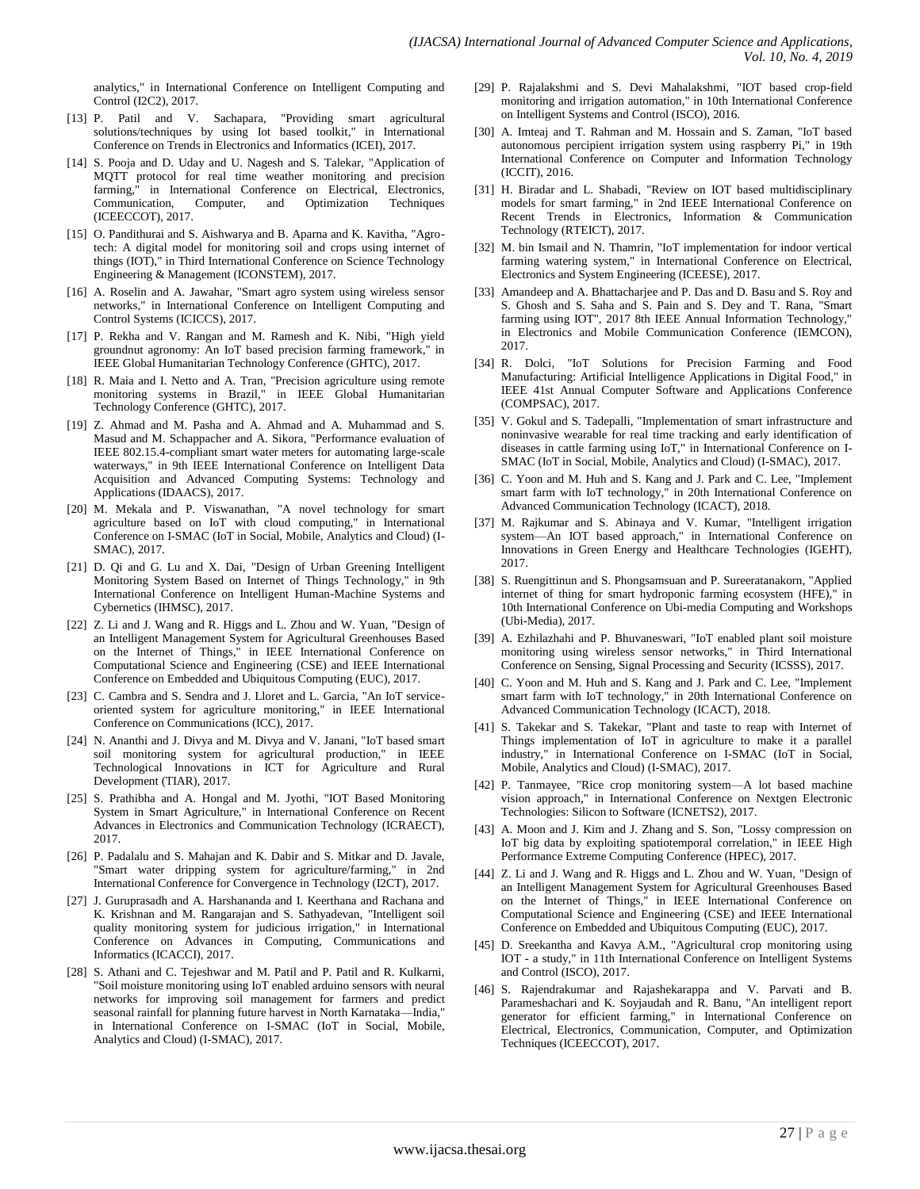analytics," in International Conference on Intelligent Computing and Control (I2C2), 2017.

[13] P. Patil and V. Sachapara, "Providing smart agricultural solutions/techniques by using Iot based toolkit," in International Conference on Trends in Electronics and Informatics (ICEI), 2017.

[14] S. Pooja and D. Uday and U. Nagesh and S. Talekar, "Application of MQTT protocol for real time weather monitoring and precision farming," in International Conference on Electrical, Electronics, Communication, Computer, and Optimization Techniques (ICEECCOT), 2017.

[15] O. Pandithurai and S. Aishwarya and B. Aparna and K. Kavitha, "Agro-tech: A digital model for monitoring soil and crops using internet of things (IOT)," in Third International Conference on Science Technology Engineering & Management (ICONSTEM), 2017.

[16] A. Roselin and A. Jawahar, "Smart agro system using wireless sensor networks," in International Conference on Intelligent Computing and Control Systems (ICICCS), 2017.

[17] P. Rekha and V. Rangan and M. Ramesh and K. Nibi, "High yield groundnut agronomy: An IoT based precision farming framework," in IEEE Global Humanitarian Technology Conference (GHTC), 2017.

[18] R. Maia and I. Netto and A. Tran, "Precision agriculture using remote monitoring systems in Brazil," in IEEE Global Humanitarian Technology Conference (GHTC), 2017.

[19] Z. Ahmad and M. Pasha and A. Ahmad and A. Muhammad and S. Masud and M. Schappacher and A. Sikora, "Performance evaluation of IEEE 802.15.4-compliant smart water meters for automating large-scale waterways," in 9th IEEE International Conference on Intelligent Data Acquisition and Advanced Computing Systems: Technology and Applications (IDAACS), 2017.

[20] M. Mekala and P. Viswanathan, "A novel technology for smart agriculture based on IoT with cloud computing," in International Conference on I-SMAC (IoT in Social, Mobile, Analytics and Cloud) (I-SMAC), 2017.

[21] D. Qi and G. Lu and X. Dai, "Design of Urban Greening Intelligent Monitoring System Based on Internet of Things Technology," in 9th International Conference on Intelligent Human-Machine Systems and Cybernetics (IHMSC), 2017.

[22] Z. Li and J. Wang and R. Higgs and L. Zhou and W. Yuan, "Design of an Intelligent Management System for Agricultural Greenhouses Based on the Internet of Things," in IEEE International Conference on Computational Science and Engineering (CSE) and IEEE International Conference on Embedded and Ubiquitous Computing (EUC), 2017.

[23] C. Cambra and S. Sendra and J. Lloret and L. Garcia, "An IoT service-oriented system for agriculture monitoring," in IEEE International Conference on Communications (ICC), 2017.

[24] N. Ananthi and J. Divya and M. Divya and V. Janani, "IoT based smart soil monitoring system for agricultural production," in IEEE Technological Innovations in ICT for Agriculture and Rural Development (TIAR), 2017.

[25] S. Prathibha and A. Hongal and M. Jyothi, "IOT Based Monitoring System in Smart Agriculture," in International Conference on Recent Advances in Electronics and Communication Technology (ICRAECT), 2017.

[26] P. Padalalu and S. Mahajan and K. Dabir and S. Mitkar and D. Javale, "Smart water dripping system for agriculture/farming," in 2nd International Conference for Convergence in Technology (I2CT), 2017.

[27] J. Guruprasadh and A. Harshananda and I. Keerthana and Rachana and K. Krishnan and M. Rangarajan and S. Sathyadevan, "Intelligent soil quality monitoring system for judicious irrigation," in International Conference on Advances in Computing, Communications and Informatics (ICACCI), 2017.

[28] S. Athani and C. Tejeshwar and M. Patil and P. Patil and R. Kulkarni, "Soil moisture monitoring using IoT enabled arduino sensors with neural networks for improving soil management for farmers and predict seasonal rainfall for planning future harvest in North Karnataka—India," in International Conference on I-SMAC (IoT in Social, Mobile, Analytics and Cloud) (I-SMAC), 2017.

[29] P. Rajalakshmi and S. Devi Mahalakshmi, "IOT based crop-field monitoring and irrigation automation," in 10th International Conference on Intelligent Systems and Control (ISCO), 2016.

[30] A. Imteaj and T. Rahman and M. Hossain and S. Zaman, "IoT based autonomous percipient irrigation system using raspberry Pi," in 19th International Conference on Computer and Information Technology (ICCIT), 2016.

[31] H. Biradar and L. Shabadi, "Review on IOT based multidisciplinary models for smart farming," in 2nd IEEE International Conference on Recent Trends in Electronics, Information & Communication Technology (RTEICT), 2017.

[32] M. bin Ismail and N. Thamrin, "IoT implementation for indoor vertical farming watering system," in International Conference on Electrical, Electronics and System Engineering (ICEESE), 2017.

[33] Amandeep and A. Bhattacharjee and P. Das and D. Basu and S. Roy and S. Ghosh and S. Saha and S. Pain and S. Dey and T. Rana, "Smart farming using IOT", 2017 8th IEEE Annual Information Technology," in Electronics and Mobile Communication Conference (IEMCON), 2017.

[34] R. Dolci, "IoT Solutions for Precision Farming and Food Manufacturing: Artificial Intelligence Applications in Digital Food," in IEEE 41st Annual Computer Software and Applications Conference (COMPSAC), 2017.

[35] V. Gokul and S. Tadepalli, "Implementation of smart infrastructure and noninvasive wearable for real time tracking and early identification of diseases in cattle farming using IoT," in International Conference on I-SMAC (IoT in Social, Mobile, Analytics and Cloud) (I-SMAC), 2017.

[36] C. Yoon and M. Huh and S. Kang and J. Park and C. Lee, "Implement smart farm with IoT technology," in 20th International Conference on Advanced Communication Technology (ICACT), 2018.

[37] M. Rajkumar and S. Abinaya and V. Kumar, "Intelligent irrigation system—An IOT based approach," in International Conference on Innovations in Green Energy and Healthcare Technologies (IGEHT), 2017.

[38] S. Ruengittinun and S. Phongsamsuan and P. Sureeratanakorn, "Applied internet of thing for smart hydroponic farming ecosystem (HFE)," in 10th International Conference on Ubi-media Computing and Workshops (Ubi-Media), 2017.

[39] A. Ezhilazhahi and P. Bhuvaneswari, "IoT enabled plant soil moisture monitoring using wireless sensor networks," in Third International Conference on Sensing, Signal Processing and Security (ICSSS), 2017.

[40] C. Yoon and M. Huh and S. Kang and J. Park and C. Lee, "Implement smart farm with IoT technology," in 20th International Conference on Advanced Communication Technology (ICACT), 2018.

[41] S. Takekar and S. Takekar, "Plant and taste to reap with Internet of Things implementation of IoT in agriculture to make it a parallel industry," in International Conference on I-SMAC (IoT in Social, Mobile, Analytics and Cloud) (I-SMAC), 2017.

[42] P. Tanmayee, "Rice crop monitoring system—A lot based machine vision approach," in International Conference on Nextgen Electronic Technologies: Silicon to Software (ICNETS2), 2017.

[43] A. Moon and J. Kim and J. Zhang and S. Son, "Lossy compression on IoT big data by exploiting spatiotemporal correlation," in IEEE High Performance Extreme Computing Conference (HPEC), 2017.

[44] Z. Li and J. Wang and R. Higgs and L. Zhou and W. Yuan, "Design of an Intelligent Management System for Agricultural Greenhouses Based on the Internet of Things," in IEEE International Conference on Computational Science and Engineering (CSE) and IEEE International Conference on Embedded and Ubiquitous Computing (EUC), 2017.

[45] D. Sreekantha and Kavya A.M., "Agricultural crop monitoring using IOT - a study," in 11th International Conference on Intelligent Systems and Control (ISCO), 2017.

[46] S. Rajendrakumar and Rajashekarappa and V. Parvati and B. Parameshachari and K. Soyjaudah and R. Banu, "An intelligent report generator for efficient farming," in International Conference on Electrical, Electronics, Communication, Computer, and Optimization Techniques (ICEECCOT), 2017.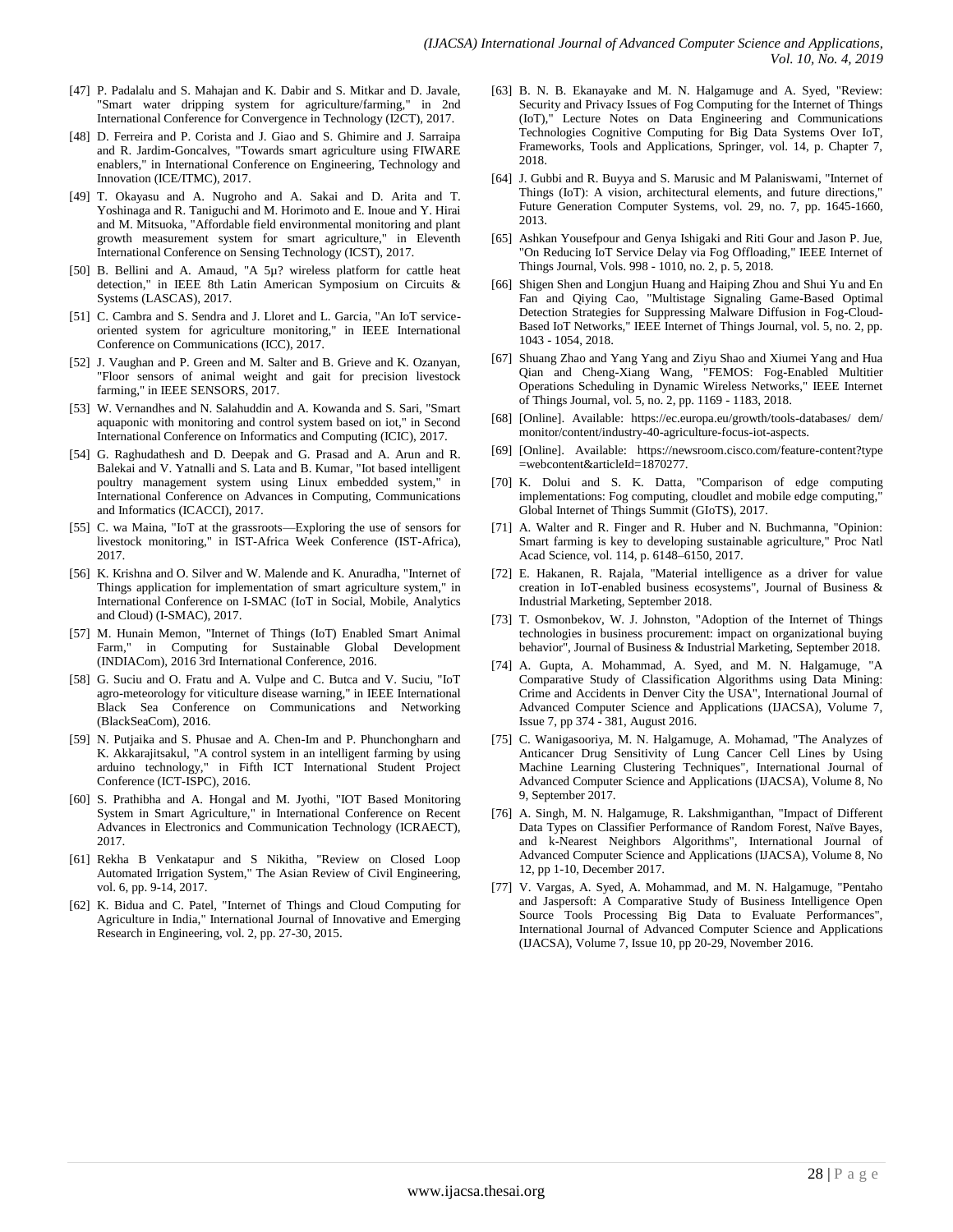[47] P. Padalalu and S. Mahajan and K. Dabir and S. Mitkar and D. Javale, "Smart water dripping system for agriculture/farming," in 2nd International Conference for Convergence in Technology (I2CT), 2017.

[48] D. Ferreira and P. Corista and J. Giao and S. Ghimire and J. Sarraipa and R. Jardim-Goncalves, "Towards smart agriculture using FIWARE enablers," in International Conference on Engineering, Technology and Innovation (ICE/ITMC), 2017.

[49] T. Okayasu and A. Nugroho and A. Sakai and D. Arita and T. Yoshinaga and R. Taniguchi and M. Horimoto and E. Inoue and Y. Hirai and M. Mitsuoka, "Affordable field environmental monitoring and plant growth measurement system for smart agriculture," in Eleventh International Conference on Sensing Technology (ICST), 2017.

[50] B. Bellini and A. Amaud, "A 5µ? wireless platform for cattle heat detection," in IEEE 8th Latin American Symposium on Circuits & Systems (LASCAS), 2017.

[51] C. Cambra and S. Sendra and J. Lloret and L. Garcia, "An IoT service-oriented system for agriculture monitoring," in IEEE International Conference on Communications (ICC), 2017.

[52] J. Vaughan and P. Green and M. Salter and B. Grieve and K. Ozanyan, "Floor sensors of animal weight and gait for precision livestock farming," in IEEE SENSORS, 2017.

[53] W. Vernandhes and N. Salahuddin and A. Kowanda and S. Sari, "Smart aquaponic with monitoring and control system based on iot," in Second International Conference on Informatics and Computing (ICIC), 2017.

[54] G. Raghudathesh and D. Deepak and G. Prasad and A. Arun and R. Balekai and V. Yatnalli and S. Lata and B. Kumar, "Iot based intelligent poultry management system using Linux embedded system," in International Conference on Advances in Computing, Communications and Informatics (ICACCI), 2017.

[55] C. wa Maina, "IoT at the grassroots—Exploring the use of sensors for livestock monitoring," in IST-Africa Week Conference (IST-Africa), 2017.

[56] K. Krishna and O. Silver and W. Malende and K. Anuradha, "Internet of Things application for implementation of smart agriculture system," in International Conference on I-SMAC (IoT in Social, Mobile, Analytics and Cloud) (I-SMAC), 2017.

[57] M. Hunain Memon, "Internet of Things (IoT) Enabled Smart Animal Farm," in Computing for Sustainable Global Development (INDIACom), 2016 3rd International Conference, 2016.

[58] G. Suciu and O. Fratu and A. Vulpe and C. Butca and V. Suciu, "IoT agro-meteorology for viticulture disease warning," in IEEE International Black Sea Conference on Communications and Networking (BlackSeaCom), 2016.

[59] N. Putjaika and S. Phusae and A. Chen-Im and P. Phunchongharn and K. Akkarajitsakul, "A control system in an intelligent farming by using arduino technology," in Fifth ICT International Student Project Conference (ICT-ISPC), 2016.

[60] S. Prathibha and A. Hongal and M. Jyothi, "IOT Based Monitoring System in Smart Agriculture," in International Conference on Recent Advances in Electronics and Communication Technology (ICRAECT), 2017.

[61] Rekha B Venkatapur and S Nikitha, "Review on Closed Loop Automated Irrigation System," The Asian Review of Civil Engineering, vol. 6, pp. 9-14, 2017.

[62] K. Bidua and C. Patel, "Internet of Things and Cloud Computing for Agriculture in India," International Journal of Innovative and Emerging Research in Engineering, vol. 2, pp. 27-30, 2015.

[63] B. N. B. Ekanayake and M. N. Halgamuge and A. Syed, "Review: Security and Privacy Issues of Fog Computing for the Internet of Things (IoT)," Lecture Notes on Data Engineering and Communications Technologies Cognitive Computing for Big Data Systems Over IoT, Frameworks, Tools and Applications, Springer, vol. 14, p. Chapter 7, 2018.

[64] J. Gubbi and R. Buyya and S. Marusic and M Palaniswami, "Internet of Things (IoT): A vision, architectural elements, and future directions," Future Generation Computer Systems, vol. 29, no. 7, pp. 1645-1660, 2013.

[65] Ashkan Yousefpour and Genya Ishigaki and Riti Gour and Jason P. Jue, "On Reducing IoT Service Delay via Fog Offloading," IEEE Internet of Things Journal, Vols. 998 - 1010, no. 2, p. 5, 2018.

[66] Shigen Shen and Longjun Huang and Haiping Zhou and Shui Yu and En Fan and Qiying Cao, "Multistage Signaling Game-Based Optimal Detection Strategies for Suppressing Malware Diffusion in Fog-Cloud-Based IoT Networks," IEEE Internet of Things Journal, vol. 5, no. 2, pp. 1043 - 1054, 2018.

[67] Shuang Zhao and Yang Yang and Ziyu Shao and Xiumei Yang and Hua Qian and Cheng-Xiang Wang, "FEMOS: Fog-Enabled Multitier Operations Scheduling in Dynamic Wireless Networks," IEEE Internet of Things Journal, vol. 5, no. 2, pp. 1169 - 1183, 2018.

[68] [Online]. Available: https://ec.europa.eu/growth/tools-databases/ dem/ monitor/content/industry-40-agriculture-focus-iot-aspects.

[69] [Online]. Available: https://newsroom.cisco.com/feature-content?type =webcontent&articleId=1870277.

[70] K. Dolui and S. K. Datta, "Comparison of edge computing implementations: Fog computing, cloudlet and mobile edge computing," Global Internet of Things Summit (GIoTS), 2017.

[71] A. Walter and R. Finger and R. Huber and N. Buchmanna, "Opinion: Smart farming is key to developing sustainable agriculture," Proc Natl Acad Science, vol. 114, p. 6148–6150, 2017.

[72] E. Hakanen, R. Rajala, "Material intelligence as a driver for value creation in IoT-enabled business ecosystems", Journal of Business & Industrial Marketing, September 2018.

[73] T. Osmonbekov, W. J. Johnston, "Adoption of the Internet of Things technologies in business procurement: impact on organizational buying behavior", Journal of Business & Industrial Marketing, September 2018.

[74] A. Gupta, A. Mohammad, A. Syed, and M. N. Halgamuge, "A Comparative Study of Classification Algorithms using Data Mining: Crime and Accidents in Denver City the USA", International Journal of Advanced Computer Science and Applications (IJACSA), Volume 7, Issue 7, pp 374 - 381, August 2016.

[75] C. Wanigasooriya, M. N. Halgamuge, A. Mohamad, "The Analyzes of Anticancer Drug Sensitivity of Lung Cancer Cell Lines by Using Machine Learning Clustering Techniques", International Journal of Advanced Computer Science and Applications (IJACSA), Volume 8, No 9, September 2017.

[76] A. Singh, M. N. Halgamuge, R. Lakshmiganthan, "Impact of Different Data Types on Classifier Performance of Random Forest, Naïve Bayes, and k-Nearest Neighbors Algorithms", International Journal of Advanced Computer Science and Applications (IJACSA), Volume 8, No 12, pp 1-10, December 2017.

[77] V. Vargas, A. Syed, A. Mohammad, and M. N. Halgamuge, "Pentaho and Jaspersoft: A Comparative Study of Business Intelligence Open Source Tools Processing Big Data to Evaluate Performances", International Journal of Advanced Computer Science and Applications (IJACSA), Volume 7, Issue 10, pp 20-29, November 2016.